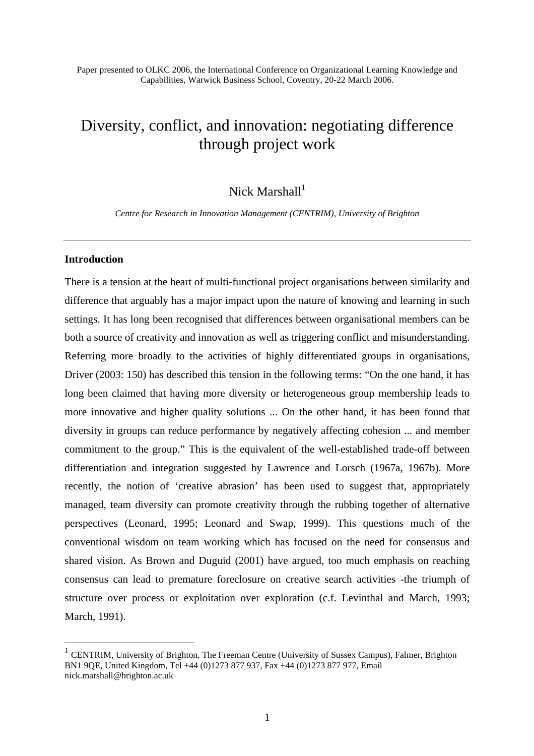Paper presented to OLKC 2006, the International Conference on Organizational Learning Knowledge and Capabilities, Warwick Business School, Coventry, 20-22 March 2006.

# Diversity, conflict, and innovation: negotiating difference through project work

Nick Marshall[1]

*Centre for Research in Innovation Management (CENTRIM), University of Brighton*

---

## Introduction

There is a tension at the heart of multi-functional project organisations between similarity and difference that arguably has a major impact upon the nature of knowing and learning in such settings. It has long been recognised that differences between organisational members can be both a source of creativity and innovation as well as triggering conflict and misunderstanding. Referring more broadly to the activities of highly differentiated groups in organisations, Driver (2003: 150) has described this tension in the following terms: "On the one hand, it has long been claimed that having more diversity or heterogeneous group membership leads to more innovative and higher quality solutions ... On the other hand, it has been found that diversity in groups can reduce performance by negatively affecting cohesion ... and member commitment to the group." This is the equivalent of the well-established trade-off between differentiation and integration suggested by Lawrence and Lorsch (1967a, 1967b). More recently, the notion of 'creative abrasion' has been used to suggest that, appropriately managed, team diversity can promote creativity through the rubbing together of alternative perspectives (Leonard, 1995; Leonard and Swap, 1999). This questions much of the conventional wisdom on team working which has focused on the need for consensus and shared vision. As Brown and Duguid (2001) have argued, too much emphasis on reaching consensus can lead to premature foreclosure on creative search activities -the triumph of structure over process or exploitation over exploration (c.f. Levinthal and March, 1993; March, 1991).

---

[1] CENTRIM, University of Brighton, The Freeman Centre (University of Sussex Campus), Falmer, Brighton BN1 9QE, United Kingdom, Tel +44 (0)1273 877 937, Fax +44 (0)1273 877 977, Email nick.marshall@brighton.ac.uk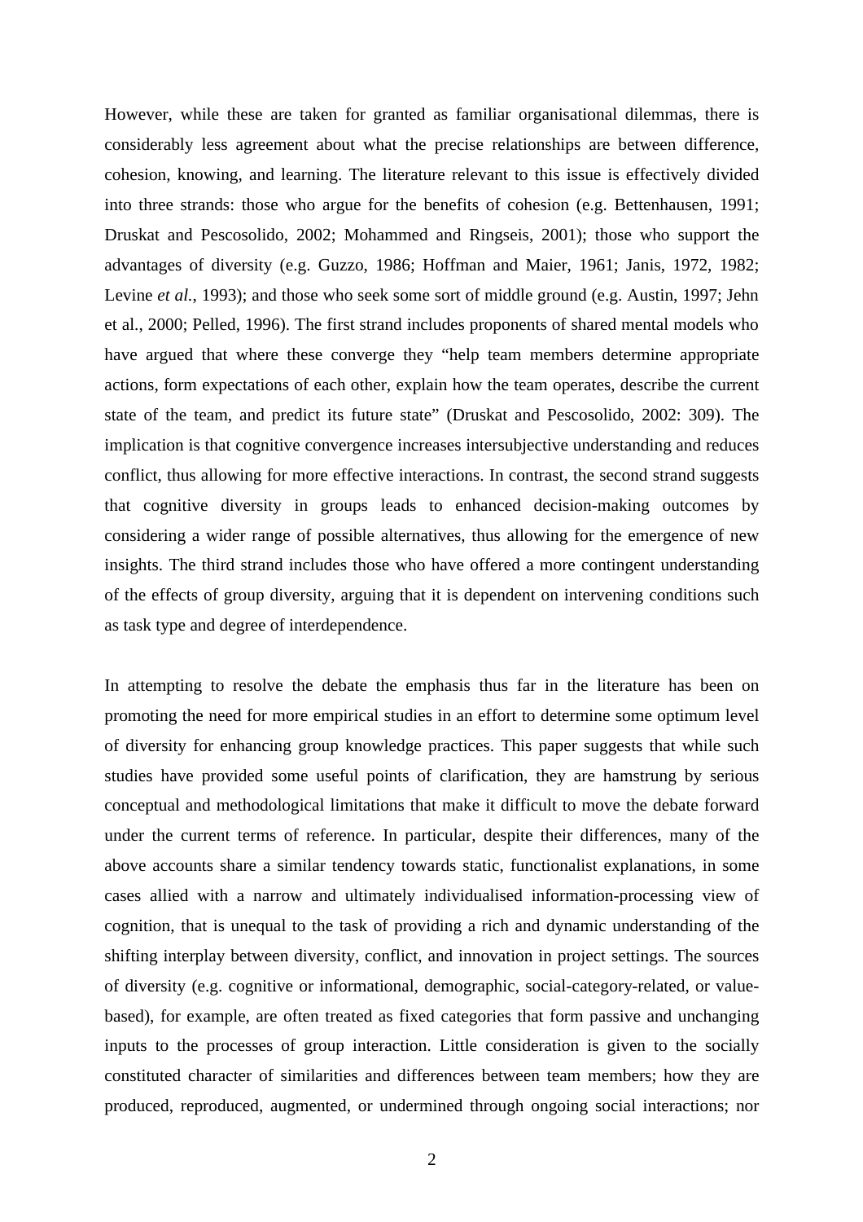However, while these are taken for granted as familiar organisational dilemmas, there is considerably less agreement about what the precise relationships are between difference, cohesion, knowing, and learning. The literature relevant to this issue is effectively divided into three strands: those who argue for the benefits of cohesion (e.g. Bettenhausen, 1991; Druskat and Pescosolido, 2002; Mohammed and Ringseis, 2001); those who support the advantages of diversity (e.g. Guzzo, 1986; Hoffman and Maier, 1961; Janis, 1972, 1982; Levine *et al.*, 1993); and those who seek some sort of middle ground (e.g. Austin, 1997; Jehn et al., 2000; Pelled, 1996). The first strand includes proponents of shared mental models who have argued that where these converge they "help team members determine appropriate actions, form expectations of each other, explain how the team operates, describe the current state of the team, and predict its future state" (Druskat and Pescosolido, 2002: 309). The implication is that cognitive convergence increases intersubjective understanding and reduces conflict, thus allowing for more effective interactions. In contrast, the second strand suggests that cognitive diversity in groups leads to enhanced decision-making outcomes by considering a wider range of possible alternatives, thus allowing for the emergence of new insights. The third strand includes those who have offered a more contingent understanding of the effects of group diversity, arguing that it is dependent on intervening conditions such as task type and degree of interdependence.

In attempting to resolve the debate the emphasis thus far in the literature has been on promoting the need for more empirical studies in an effort to determine some optimum level of diversity for enhancing group knowledge practices. This paper suggests that while such studies have provided some useful points of clarification, they are hamstrung by serious conceptual and methodological limitations that make it difficult to move the debate forward under the current terms of reference. In particular, despite their differences, many of the above accounts share a similar tendency towards static, functionalist explanations, in some cases allied with a narrow and ultimately individualised information-processing view of cognition, that is unequal to the task of providing a rich and dynamic understanding of the shifting interplay between diversity, conflict, and innovation in project settings. The sources of diversity (e.g. cognitive or informational, demographic, social-category-related, or value-based), for example, are often treated as fixed categories that form passive and unchanging inputs to the processes of group interaction. Little consideration is given to the socially constituted character of similarities and differences between team members; how they are produced, reproduced, augmented, or undermined through ongoing social interactions; nor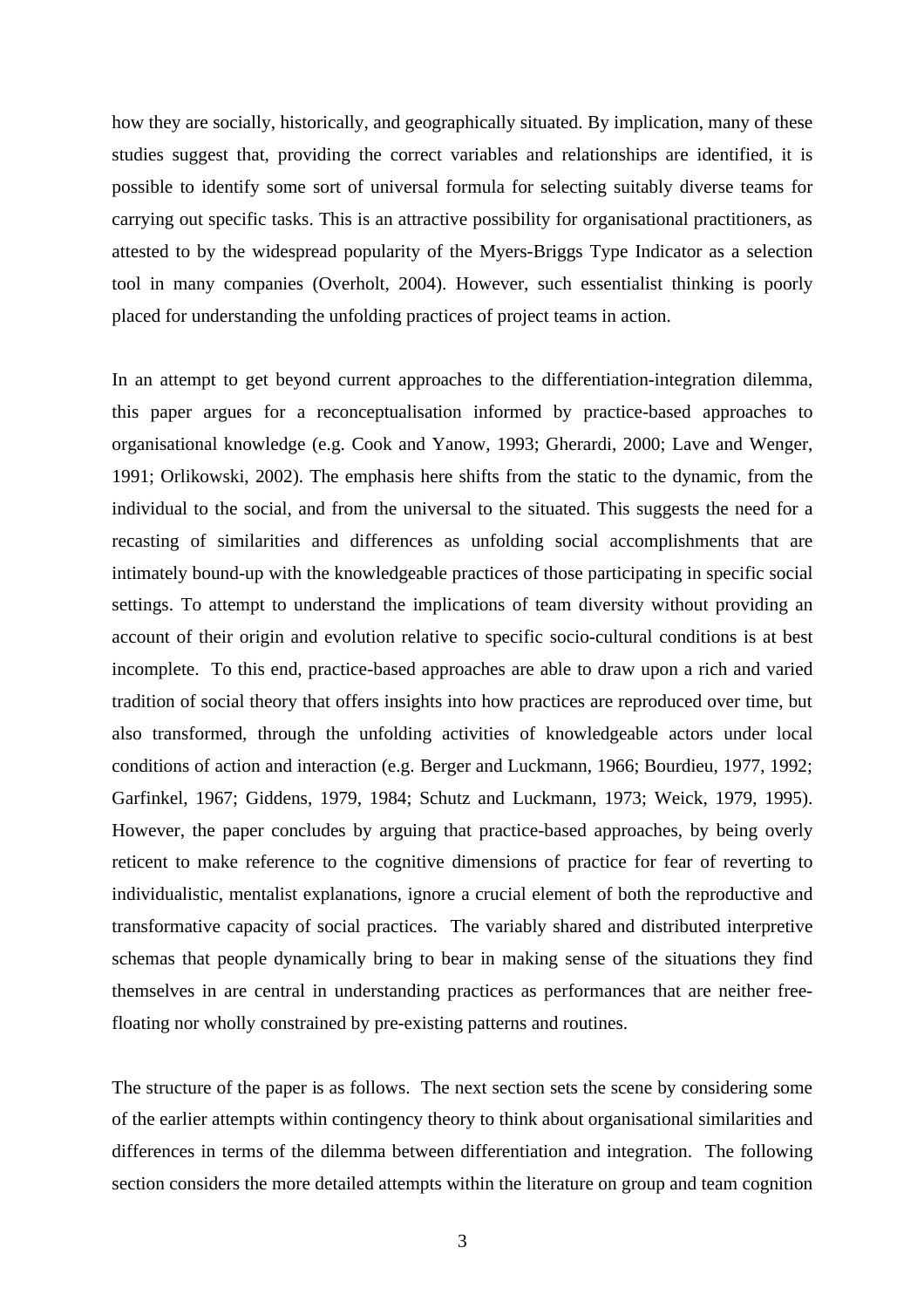how they are socially, historically, and geographically situated. By implication, many of these studies suggest that, providing the correct variables and relationships are identified, it is possible to identify some sort of universal formula for selecting suitably diverse teams for carrying out specific tasks. This is an attractive possibility for organisational practitioners, as attested to by the widespread popularity of the Myers-Briggs Type Indicator as a selection tool in many companies (Overholt, 2004). However, such essentialist thinking is poorly placed for understanding the unfolding practices of project teams in action.

In an attempt to get beyond current approaches to the differentiation-integration dilemma, this paper argues for a reconceptualisation informed by practice-based approaches to organisational knowledge (e.g. Cook and Yanow, 1993; Gherardi, 2000; Lave and Wenger, 1991; Orlikowski, 2002). The emphasis here shifts from the static to the dynamic, from the individual to the social, and from the universal to the situated. This suggests the need for a recasting of similarities and differences as unfolding social accomplishments that are intimately bound-up with the knowledgeable practices of those participating in specific social settings. To attempt to understand the implications of team diversity without providing an account of their origin and evolution relative to specific socio-cultural conditions is at best incomplete. To this end, practice-based approaches are able to draw upon a rich and varied tradition of social theory that offers insights into how practices are reproduced over time, but also transformed, through the unfolding activities of knowledgeable actors under local conditions of action and interaction (e.g. Berger and Luckmann, 1966; Bourdieu, 1977, 1992; Garfinkel, 1967; Giddens, 1979, 1984; Schutz and Luckmann, 1973; Weick, 1979, 1995). However, the paper concludes by arguing that practice-based approaches, by being overly reticent to make reference to the cognitive dimensions of practice for fear of reverting to individualistic, mentalist explanations, ignore a crucial element of both the reproductive and transformative capacity of social practices. The variably shared and distributed interpretive schemas that people dynamically bring to bear in making sense of the situations they find themselves in are central in understanding practices as performances that are neither free-floating nor wholly constrained by pre-existing patterns and routines.

The structure of the paper is as follows. The next section sets the scene by considering some of the earlier attempts within contingency theory to think about organisational similarities and differences in terms of the dilemma between differentiation and integration. The following section considers the more detailed attempts within the literature on group and team cognition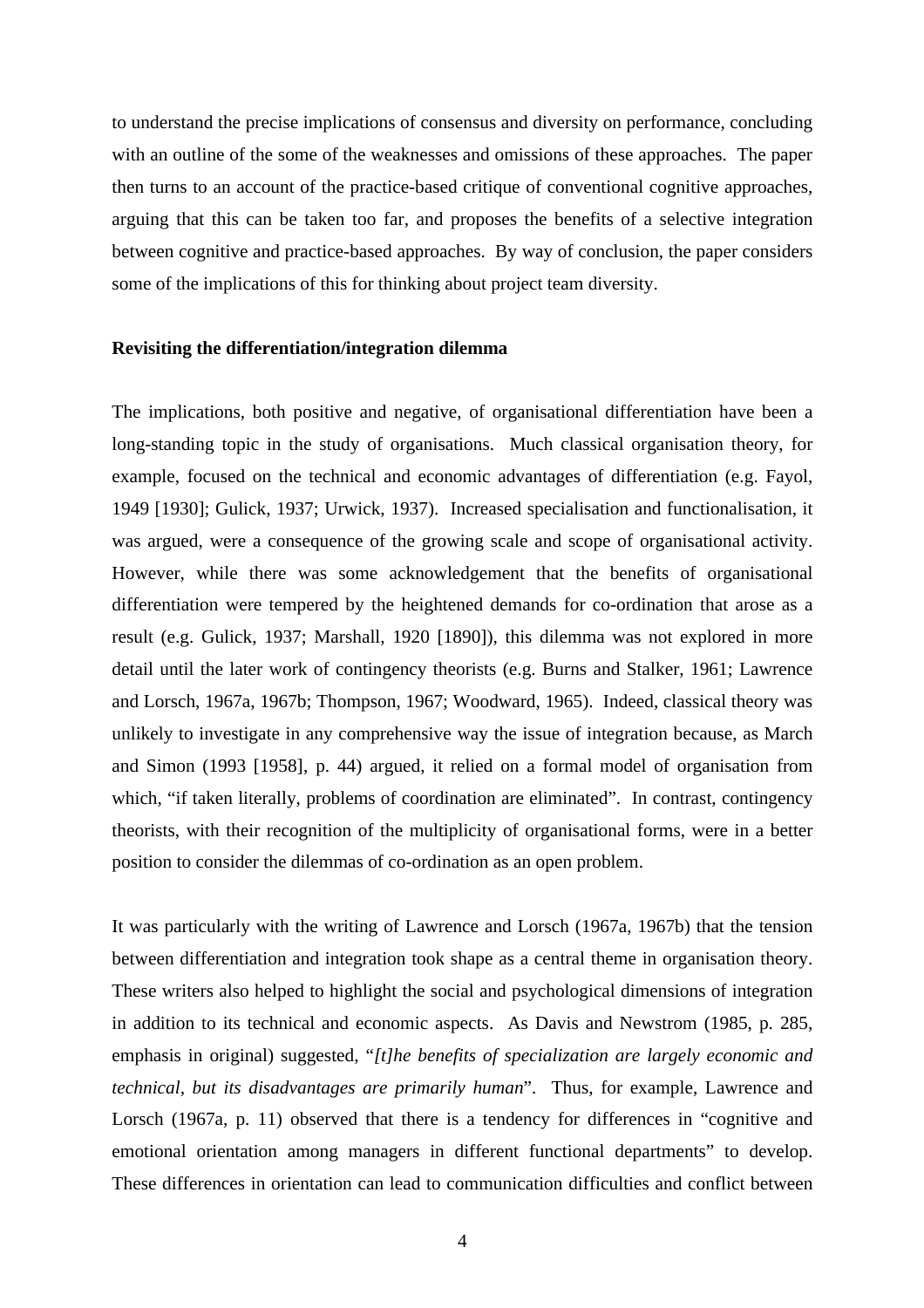to understand the precise implications of consensus and diversity on performance, concluding with an outline of the some of the weaknesses and omissions of these approaches. The paper then turns to an account of the practice-based critique of conventional cognitive approaches, arguing that this can be taken too far, and proposes the benefits of a selective integration between cognitive and practice-based approaches. By way of conclusion, the paper considers some of the implications of this for thinking about project team diversity.

**Revisiting the differentiation/integration dilemma**

The implications, both positive and negative, of organisational differentiation have been a long-standing topic in the study of organisations. Much classical organisation theory, for example, focused on the technical and economic advantages of differentiation (e.g. Fayol, 1949 [1930]; Gulick, 1937; Urwick, 1937). Increased specialisation and functionalisation, it was argued, were a consequence of the growing scale and scope of organisational activity. However, while there was some acknowledgement that the benefits of organisational differentiation were tempered by the heightened demands for co-ordination that arose as a result (e.g. Gulick, 1937; Marshall, 1920 [1890]), this dilemma was not explored in more detail until the later work of contingency theorists (e.g. Burns and Stalker, 1961; Lawrence and Lorsch, 1967a, 1967b; Thompson, 1967; Woodward, 1965). Indeed, classical theory was unlikely to investigate in any comprehensive way the issue of integration because, as March and Simon (1993 [1958], p. 44) argued, it relied on a formal model of organisation from which, "if taken literally, problems of coordination are eliminated". In contrast, contingency theorists, with their recognition of the multiplicity of organisational forms, were in a better position to consider the dilemmas of co-ordination as an open problem.

It was particularly with the writing of Lawrence and Lorsch (1967a, 1967b) that the tension between differentiation and integration took shape as a central theme in organisation theory. These writers also helped to highlight the social and psychological dimensions of integration in addition to its technical and economic aspects. As Davis and Newstrom (1985, p. 285, emphasis in original) suggested, "*[t]he benefits of specialization are largely economic and technical, but its disadvantages are primarily human*". Thus, for example, Lawrence and Lorsch (1967a, p. 11) observed that there is a tendency for differences in "cognitive and emotional orientation among managers in different functional departments" to develop. These differences in orientation can lead to communication difficulties and conflict between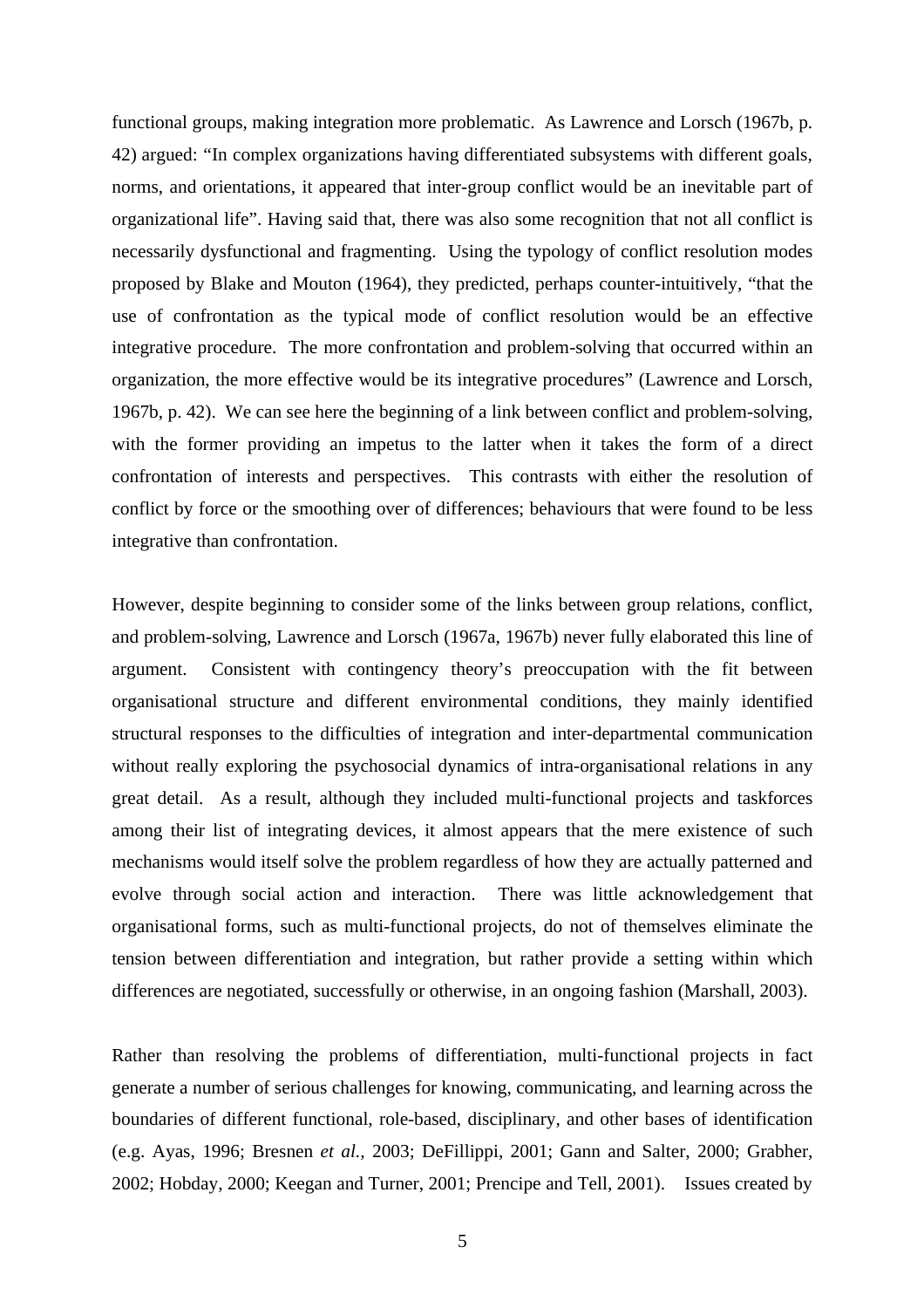functional groups, making integration more problematic. As Lawrence and Lorsch (1967b, p. 42) argued: "In complex organizations having differentiated subsystems with different goals, norms, and orientations, it appeared that inter-group conflict would be an inevitable part of organizational life". Having said that, there was also some recognition that not all conflict is necessarily dysfunctional and fragmenting. Using the typology of conflict resolution modes proposed by Blake and Mouton (1964), they predicted, perhaps counter-intuitively, "that the use of confrontation as the typical mode of conflict resolution would be an effective integrative procedure. The more confrontation and problem-solving that occurred within an organization, the more effective would be its integrative procedures" (Lawrence and Lorsch, 1967b, p. 42). We can see here the beginning of a link between conflict and problem-solving, with the former providing an impetus to the latter when it takes the form of a direct confrontation of interests and perspectives. This contrasts with either the resolution of conflict by force or the smoothing over of differences; behaviours that were found to be less integrative than confrontation.

However, despite beginning to consider some of the links between group relations, conflict, and problem-solving, Lawrence and Lorsch (1967a, 1967b) never fully elaborated this line of argument. Consistent with contingency theory's preoccupation with the fit between organisational structure and different environmental conditions, they mainly identified structural responses to the difficulties of integration and inter-departmental communication without really exploring the psychosocial dynamics of intra-organisational relations in any great detail. As a result, although they included multi-functional projects and taskforces among their list of integrating devices, it almost appears that the mere existence of such mechanisms would itself solve the problem regardless of how they are actually patterned and evolve through social action and interaction. There was little acknowledgement that organisational forms, such as multi-functional projects, do not of themselves eliminate the tension between differentiation and integration, but rather provide a setting within which differences are negotiated, successfully or otherwise, in an ongoing fashion (Marshall, 2003).

Rather than resolving the problems of differentiation, multi-functional projects in fact generate a number of serious challenges for knowing, communicating, and learning across the boundaries of different functional, role-based, disciplinary, and other bases of identification (e.g. Ayas, 1996; Bresnen *et al.,* 2003; DeFillippi, 2001; Gann and Salter, 2000; Grabher, 2002; Hobday, 2000; Keegan and Turner, 2001; Prencipe and Tell, 2001). Issues created by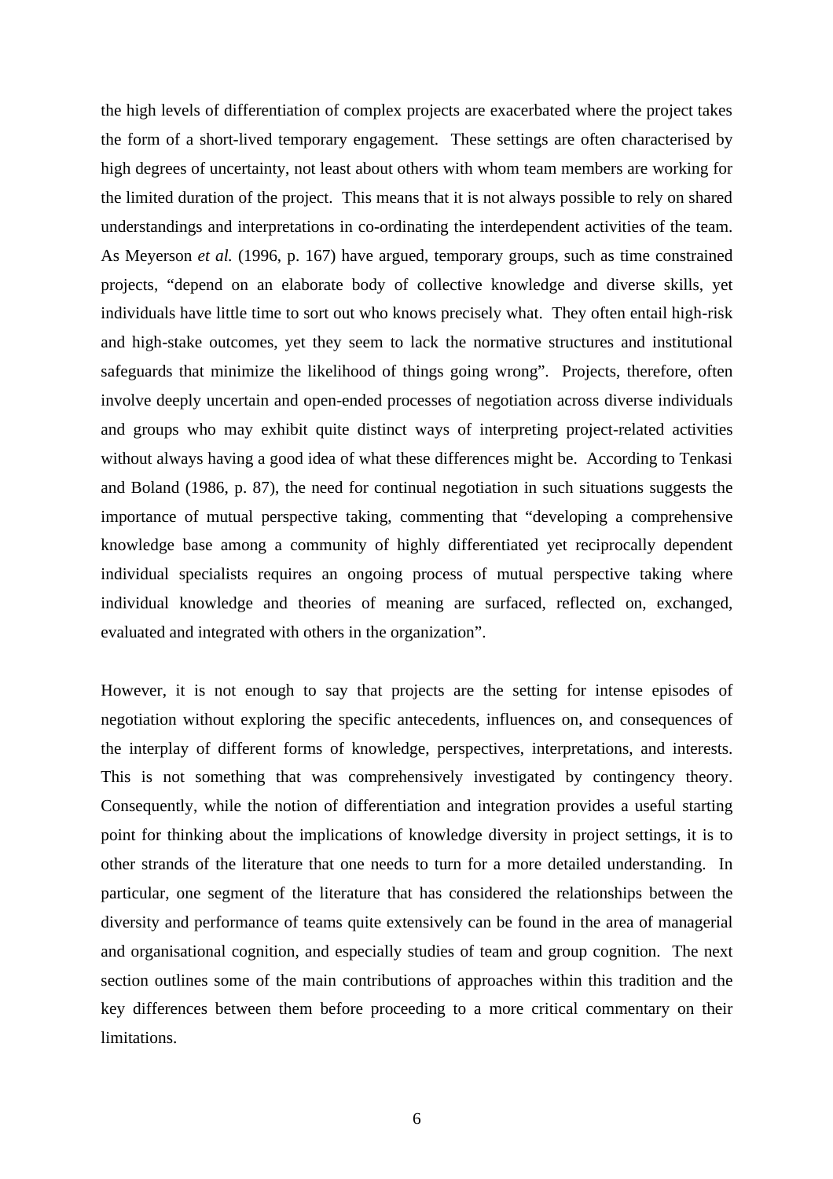the high levels of differentiation of complex projects are exacerbated where the project takes the form of a short-lived temporary engagement. These settings are often characterised by high degrees of uncertainty, not least about others with whom team members are working for the limited duration of the project. This means that it is not always possible to rely on shared understandings and interpretations in co-ordinating the interdependent activities of the team. As Meyerson *et al.* (1996, p. 167) have argued, temporary groups, such as time constrained projects, "depend on an elaborate body of collective knowledge and diverse skills, yet individuals have little time to sort out who knows precisely what. They often entail high-risk and high-stake outcomes, yet they seem to lack the normative structures and institutional safeguards that minimize the likelihood of things going wrong". Projects, therefore, often involve deeply uncertain and open-ended processes of negotiation across diverse individuals and groups who may exhibit quite distinct ways of interpreting project-related activities without always having a good idea of what these differences might be. According to Tenkasi and Boland (1986, p. 87), the need for continual negotiation in such situations suggests the importance of mutual perspective taking, commenting that "developing a comprehensive knowledge base among a community of highly differentiated yet reciprocally dependent individual specialists requires an ongoing process of mutual perspective taking where individual knowledge and theories of meaning are surfaced, reflected on, exchanged, evaluated and integrated with others in the organization".

However, it is not enough to say that projects are the setting for intense episodes of negotiation without exploring the specific antecedents, influences on, and consequences of the interplay of different forms of knowledge, perspectives, interpretations, and interests. This is not something that was comprehensively investigated by contingency theory. Consequently, while the notion of differentiation and integration provides a useful starting point for thinking about the implications of knowledge diversity in project settings, it is to other strands of the literature that one needs to turn for a more detailed understanding. In particular, one segment of the literature that has considered the relationships between the diversity and performance of teams quite extensively can be found in the area of managerial and organisational cognition, and especially studies of team and group cognition. The next section outlines some of the main contributions of approaches within this tradition and the key differences between them before proceeding to a more critical commentary on their limitations.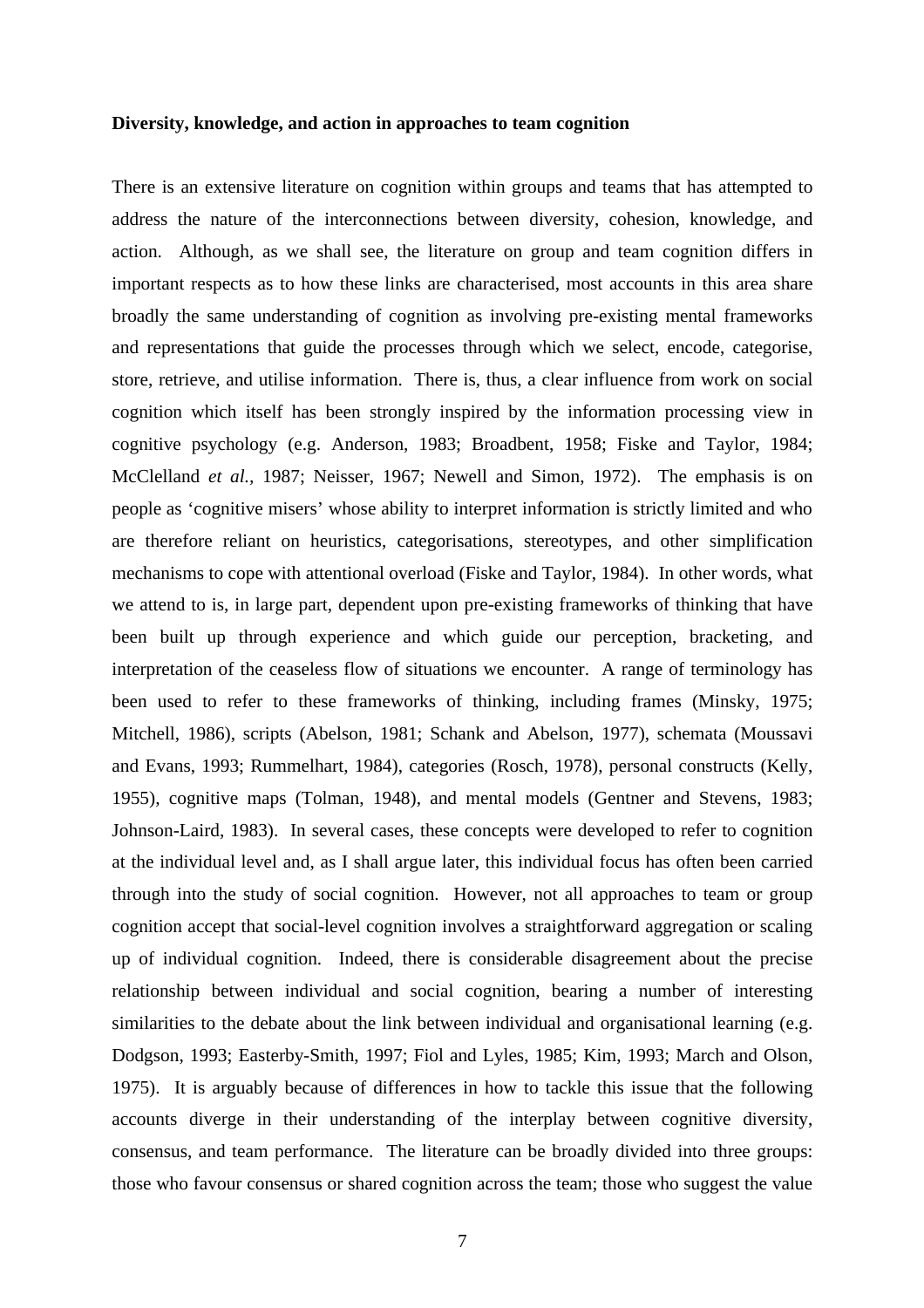**Diversity, knowledge, and action in approaches to team cognition**

There is an extensive literature on cognition within groups and teams that has attempted to address the nature of the interconnections between diversity, cohesion, knowledge, and action. Although, as we shall see, the literature on group and team cognition differs in important respects as to how these links are characterised, most accounts in this area share broadly the same understanding of cognition as involving pre-existing mental frameworks and representations that guide the processes through which we select, encode, categorise, store, retrieve, and utilise information. There is, thus, a clear influence from work on social cognition which itself has been strongly inspired by the information processing view in cognitive psychology (e.g. Anderson, 1983; Broadbent, 1958; Fiske and Taylor, 1984; McClelland *et al.*, 1987; Neisser, 1967; Newell and Simon, 1972). The emphasis is on people as 'cognitive misers' whose ability to interpret information is strictly limited and who are therefore reliant on heuristics, categorisations, stereotypes, and other simplification mechanisms to cope with attentional overload (Fiske and Taylor, 1984). In other words, what we attend to is, in large part, dependent upon pre-existing frameworks of thinking that have been built up through experience and which guide our perception, bracketing, and interpretation of the ceaseless flow of situations we encounter. A range of terminology has been used to refer to these frameworks of thinking, including frames (Minsky, 1975; Mitchell, 1986), scripts (Abelson, 1981; Schank and Abelson, 1977), schemata (Moussavi and Evans, 1993; Rummelhart, 1984), categories (Rosch, 1978), personal constructs (Kelly, 1955), cognitive maps (Tolman, 1948), and mental models (Gentner and Stevens, 1983; Johnson-Laird, 1983). In several cases, these concepts were developed to refer to cognition at the individual level and, as I shall argue later, this individual focus has often been carried through into the study of social cognition. However, not all approaches to team or group cognition accept that social-level cognition involves a straightforward aggregation or scaling up of individual cognition. Indeed, there is considerable disagreement about the precise relationship between individual and social cognition, bearing a number of interesting similarities to the debate about the link between individual and organisational learning (e.g. Dodgson, 1993; Easterby-Smith, 1997; Fiol and Lyles, 1985; Kim, 1993; March and Olson, 1975). It is arguably because of differences in how to tackle this issue that the following accounts diverge in their understanding of the interplay between cognitive diversity, consensus, and team performance. The literature can be broadly divided into three groups: those who favour consensus or shared cognition across the team; those who suggest the value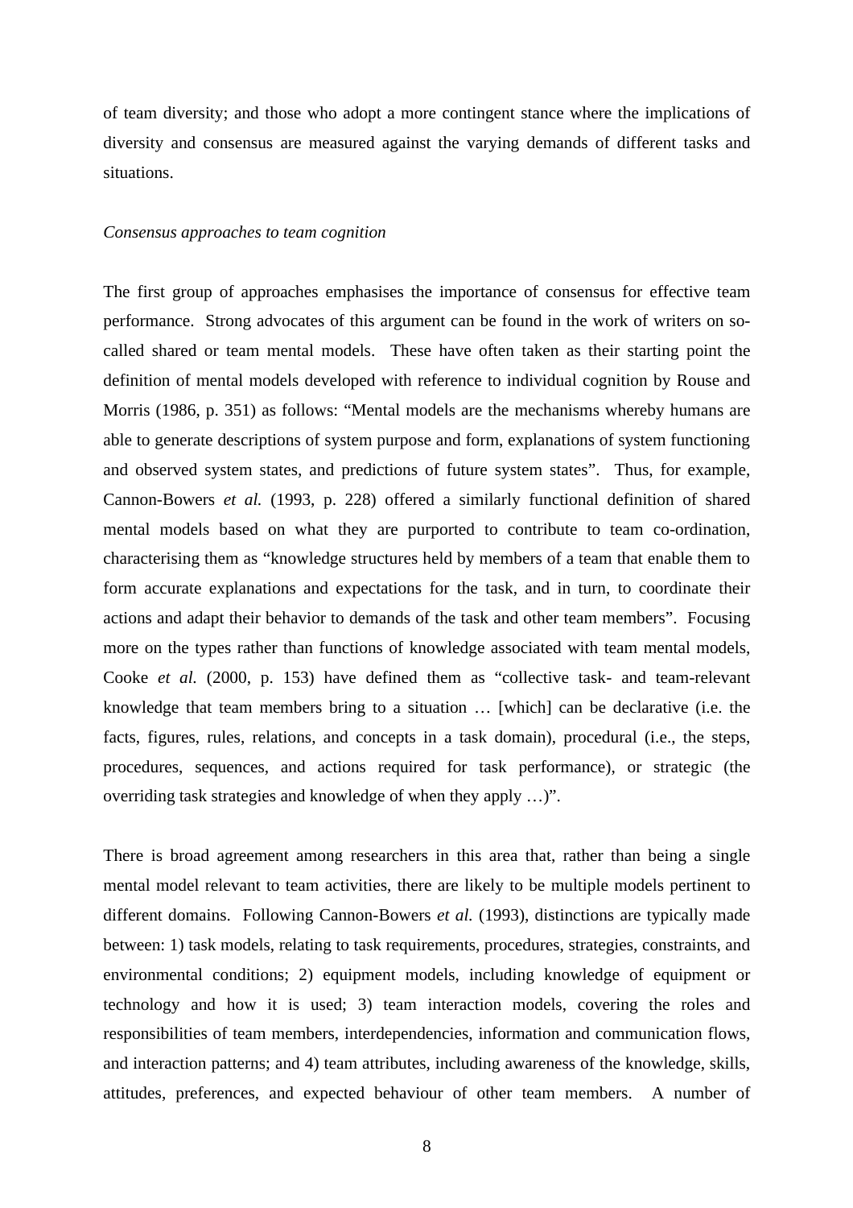of team diversity; and those who adopt a more contingent stance where the implications of diversity and consensus are measured against the varying demands of different tasks and situations.

*Consensus approaches to team cognition*

The first group of approaches emphasises the importance of consensus for effective team performance. Strong advocates of this argument can be found in the work of writers on so-called shared or team mental models. These have often taken as their starting point the definition of mental models developed with reference to individual cognition by Rouse and Morris (1986, p. 351) as follows: "Mental models are the mechanisms whereby humans are able to generate descriptions of system purpose and form, explanations of system functioning and observed system states, and predictions of future system states". Thus, for example, Cannon-Bowers *et al.* (1993, p. 228) offered a similarly functional definition of shared mental models based on what they are purported to contribute to team co-ordination, characterising them as "knowledge structures held by members of a team that enable them to form accurate explanations and expectations for the task, and in turn, to coordinate their actions and adapt their behavior to demands of the task and other team members". Focusing more on the types rather than functions of knowledge associated with team mental models, Cooke *et al.* (2000, p. 153) have defined them as "collective task- and team-relevant knowledge that team members bring to a situation … [which] can be declarative (i.e. the facts, figures, rules, relations, and concepts in a task domain), procedural (i.e., the steps, procedures, sequences, and actions required for task performance), or strategic (the overriding task strategies and knowledge of when they apply …)".

There is broad agreement among researchers in this area that, rather than being a single mental model relevant to team activities, there are likely to be multiple models pertinent to different domains. Following Cannon-Bowers *et al.* (1993), distinctions are typically made between: 1) task models, relating to task requirements, procedures, strategies, constraints, and environmental conditions; 2) equipment models, including knowledge of equipment or technology and how it is used; 3) team interaction models, covering the roles and responsibilities of team members, interdependencies, information and communication flows, and interaction patterns; and 4) team attributes, including awareness of the knowledge, skills, attitudes, preferences, and expected behaviour of other team members. A number of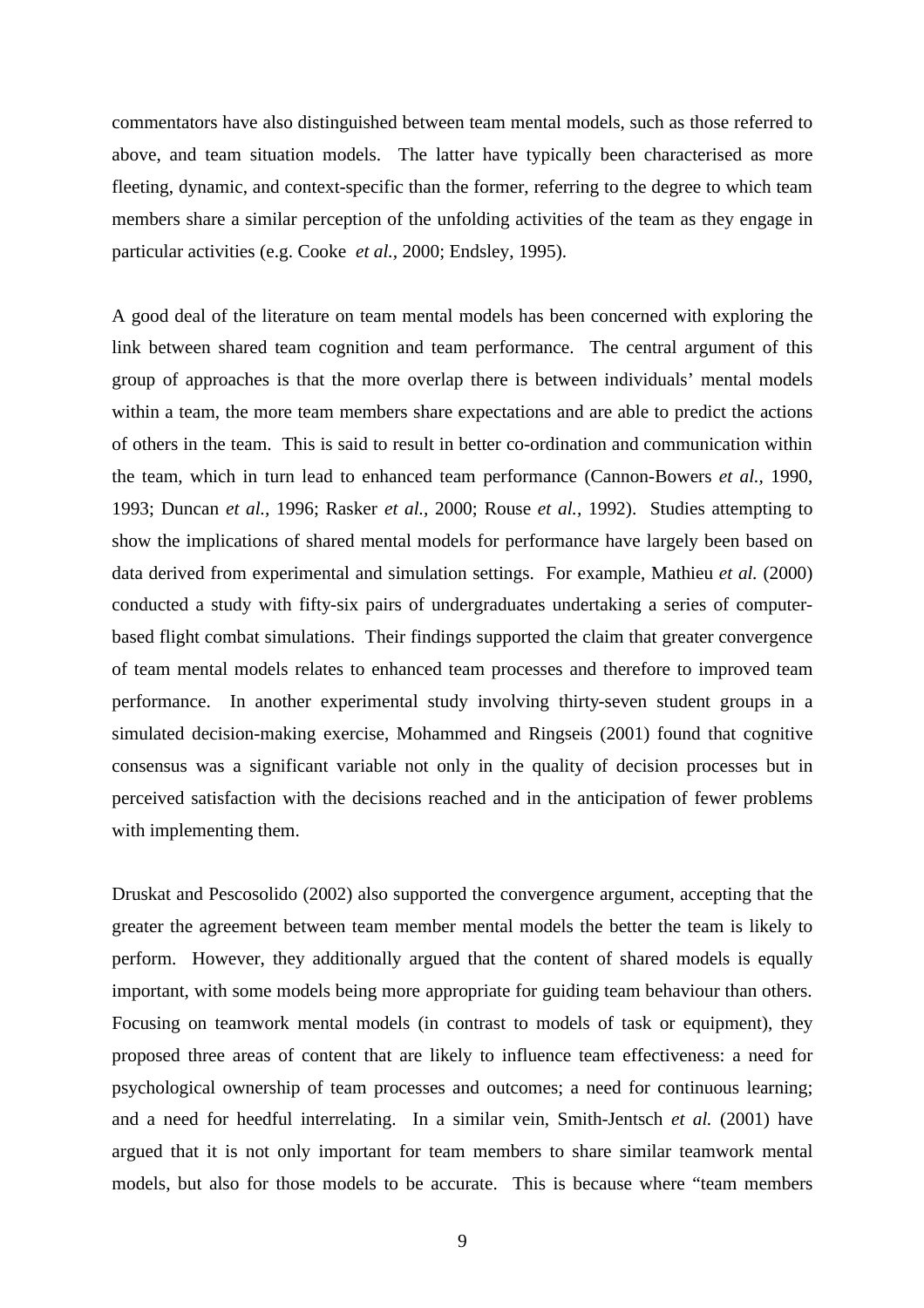commentators have also distinguished between team mental models, such as those referred to above, and team situation models. The latter have typically been characterised as more fleeting, dynamic, and context-specific than the former, referring to the degree to which team members share a similar perception of the unfolding activities of the team as they engage in particular activities (e.g. Cooke *et al.*, 2000; Endsley, 1995).

A good deal of the literature on team mental models has been concerned with exploring the link between shared team cognition and team performance. The central argument of this group of approaches is that the more overlap there is between individuals' mental models within a team, the more team members share expectations and are able to predict the actions of others in the team. This is said to result in better co-ordination and communication within the team, which in turn lead to enhanced team performance (Cannon-Bowers *et al.*, 1990, 1993; Duncan *et al.*, 1996; Rasker *et al.*, 2000; Rouse *et al.*, 1992). Studies attempting to show the implications of shared mental models for performance have largely been based on data derived from experimental and simulation settings. For example, Mathieu *et al.* (2000) conducted a study with fifty-six pairs of undergraduates undertaking a series of computer-based flight combat simulations. Their findings supported the claim that greater convergence of team mental models relates to enhanced team processes and therefore to improved team performance. In another experimental study involving thirty-seven student groups in a simulated decision-making exercise, Mohammed and Ringseis (2001) found that cognitive consensus was a significant variable not only in the quality of decision processes but in perceived satisfaction with the decisions reached and in the anticipation of fewer problems with implementing them.

Druskat and Pescosolido (2002) also supported the convergence argument, accepting that the greater the agreement between team member mental models the better the team is likely to perform. However, they additionally argued that the content of shared models is equally important, with some models being more appropriate for guiding team behaviour than others. Focusing on teamwork mental models (in contrast to models of task or equipment), they proposed three areas of content that are likely to influence team effectiveness: a need for psychological ownership of team processes and outcomes; a need for continuous learning; and a need for heedful interrelating. In a similar vein, Smith-Jentsch *et al.* (2001) have argued that it is not only important for team members to share similar teamwork mental models, but also for those models to be accurate. This is because where "team members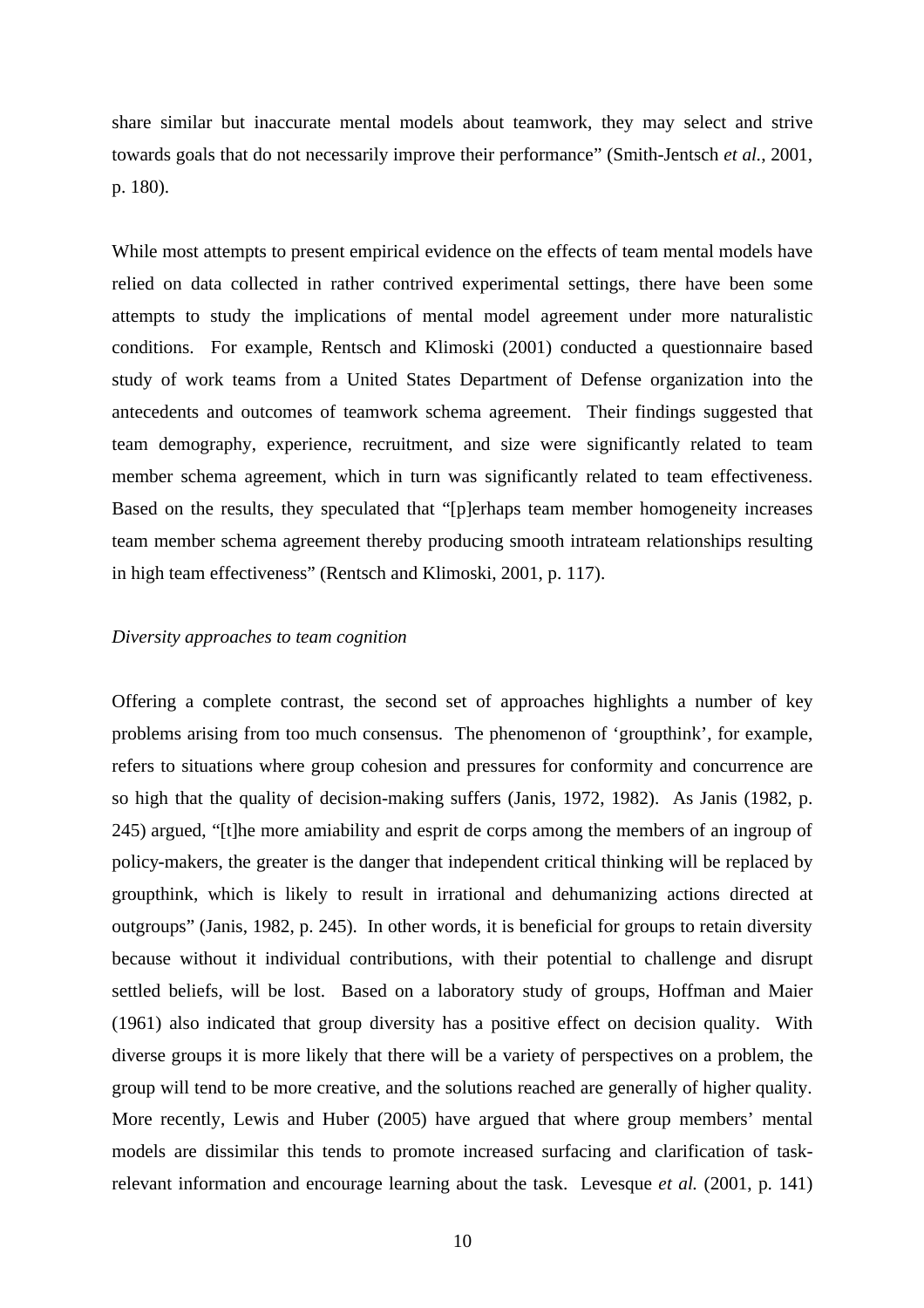share similar but inaccurate mental models about teamwork, they may select and strive towards goals that do not necessarily improve their performance" (Smith-Jentsch *et al.*, 2001, p. 180).

While most attempts to present empirical evidence on the effects of team mental models have relied on data collected in rather contrived experimental settings, there have been some attempts to study the implications of mental model agreement under more naturalistic conditions. For example, Rentsch and Klimoski (2001) conducted a questionnaire based study of work teams from a United States Department of Defense organization into the antecedents and outcomes of teamwork schema agreement. Their findings suggested that team demography, experience, recruitment, and size were significantly related to team member schema agreement, which in turn was significantly related to team effectiveness. Based on the results, they speculated that "[p]erhaps team member homogeneity increases team member schema agreement thereby producing smooth intrateam relationships resulting in high team effectiveness" (Rentsch and Klimoski, 2001, p. 117).

*Diversity approaches to team cognition*

Offering a complete contrast, the second set of approaches highlights a number of key problems arising from too much consensus. The phenomenon of 'groupthink', for example, refers to situations where group cohesion and pressures for conformity and concurrence are so high that the quality of decision-making suffers (Janis, 1972, 1982). As Janis (1982, p. 245) argued, "[t]he more amiability and esprit de corps among the members of an ingroup of policy-makers, the greater is the danger that independent critical thinking will be replaced by groupthink, which is likely to result in irrational and dehumanizing actions directed at outgroups" (Janis, 1982, p. 245). In other words, it is beneficial for groups to retain diversity because without it individual contributions, with their potential to challenge and disrupt settled beliefs, will be lost. Based on a laboratory study of groups, Hoffman and Maier (1961) also indicated that group diversity has a positive effect on decision quality. With diverse groups it is more likely that there will be a variety of perspectives on a problem, the group will tend to be more creative, and the solutions reached are generally of higher quality. More recently, Lewis and Huber (2005) have argued that where group members' mental models are dissimilar this tends to promote increased surfacing and clarification of task-relevant information and encourage learning about the task. Levesque *et al.* (2001, p. 141)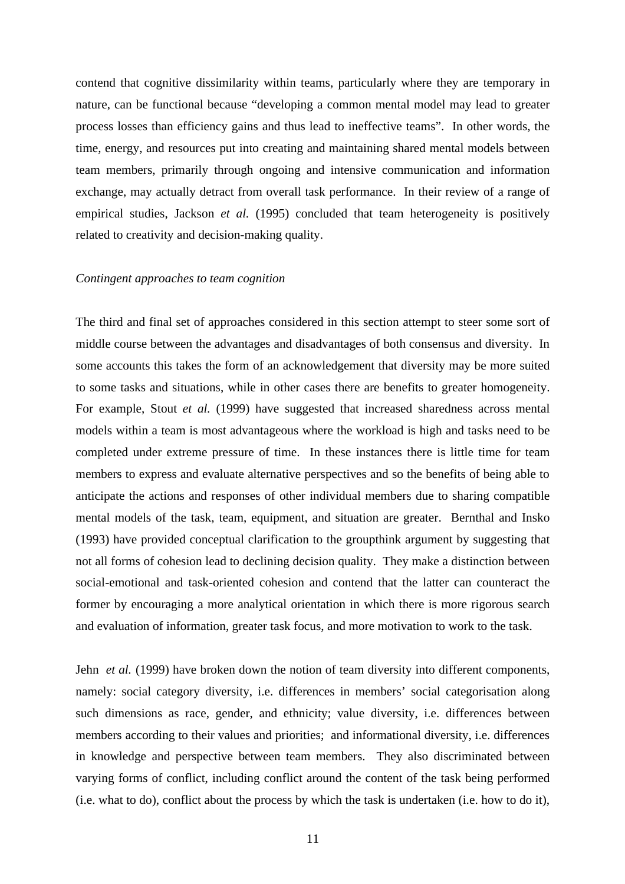contend that cognitive dissimilarity within teams, particularly where they are temporary in nature, can be functional because "developing a common mental model may lead to greater process losses than efficiency gains and thus lead to ineffective teams". In other words, the time, energy, and resources put into creating and maintaining shared mental models between team members, primarily through ongoing and intensive communication and information exchange, may actually detract from overall task performance. In their review of a range of empirical studies, Jackson *et al.* (1995) concluded that team heterogeneity is positively related to creativity and decision-making quality.

*Contingent approaches to team cognition*

The third and final set of approaches considered in this section attempt to steer some sort of middle course between the advantages and disadvantages of both consensus and diversity. In some accounts this takes the form of an acknowledgement that diversity may be more suited to some tasks and situations, while in other cases there are benefits to greater homogeneity. For example, Stout *et al.* (1999) have suggested that increased sharedness across mental models within a team is most advantageous where the workload is high and tasks need to be completed under extreme pressure of time. In these instances there is little time for team members to express and evaluate alternative perspectives and so the benefits of being able to anticipate the actions and responses of other individual members due to sharing compatible mental models of the task, team, equipment, and situation are greater. Bernthal and Insko (1993) have provided conceptual clarification to the groupthink argument by suggesting that not all forms of cohesion lead to declining decision quality. They make a distinction between social-emotional and task-oriented cohesion and contend that the latter can counteract the former by encouraging a more analytical orientation in which there is more rigorous search and evaluation of information, greater task focus, and more motivation to work to the task.

Jehn *et al.* (1999) have broken down the notion of team diversity into different components, namely: social category diversity, i.e. differences in members' social categorisation along such dimensions as race, gender, and ethnicity; value diversity, i.e. differences between members according to their values and priorities; and informational diversity, i.e. differences in knowledge and perspective between team members. They also discriminated between varying forms of conflict, including conflict around the content of the task being performed (i.e. what to do), conflict about the process by which the task is undertaken (i.e. how to do it),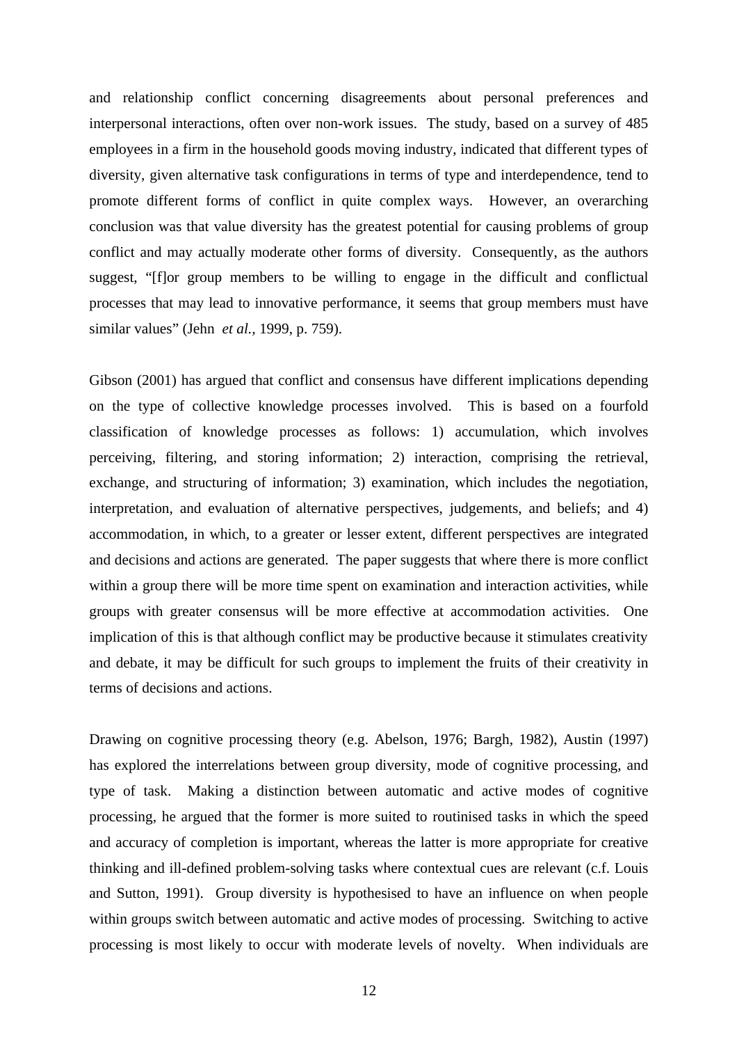and relationship conflict concerning disagreements about personal preferences and interpersonal interactions, often over non-work issues. The study, based on a survey of 485 employees in a firm in the household goods moving industry, indicated that different types of diversity, given alternative task configurations in terms of type and interdependence, tend to promote different forms of conflict in quite complex ways. However, an overarching conclusion was that value diversity has the greatest potential for causing problems of group conflict and may actually moderate other forms of diversity. Consequently, as the authors suggest, "[f]or group members to be willing to engage in the difficult and conflictual processes that may lead to innovative performance, it seems that group members must have similar values" (Jehn *et al.*, 1999, p. 759).

Gibson (2001) has argued that conflict and consensus have different implications depending on the type of collective knowledge processes involved. This is based on a fourfold classification of knowledge processes as follows: 1) accumulation, which involves perceiving, filtering, and storing information; 2) interaction, comprising the retrieval, exchange, and structuring of information; 3) examination, which includes the negotiation, interpretation, and evaluation of alternative perspectives, judgements, and beliefs; and 4) accommodation, in which, to a greater or lesser extent, different perspectives are integrated and decisions and actions are generated. The paper suggests that where there is more conflict within a group there will be more time spent on examination and interaction activities, while groups with greater consensus will be more effective at accommodation activities. One implication of this is that although conflict may be productive because it stimulates creativity and debate, it may be difficult for such groups to implement the fruits of their creativity in terms of decisions and actions.

Drawing on cognitive processing theory (e.g. Abelson, 1976; Bargh, 1982), Austin (1997) has explored the interrelations between group diversity, mode of cognitive processing, and type of task. Making a distinction between automatic and active modes of cognitive processing, he argued that the former is more suited to routinised tasks in which the speed and accuracy of completion is important, whereas the latter is more appropriate for creative thinking and ill-defined problem-solving tasks where contextual cues are relevant (c.f. Louis and Sutton, 1991). Group diversity is hypothesised to have an influence on when people within groups switch between automatic and active modes of processing. Switching to active processing is most likely to occur with moderate levels of novelty. When individuals are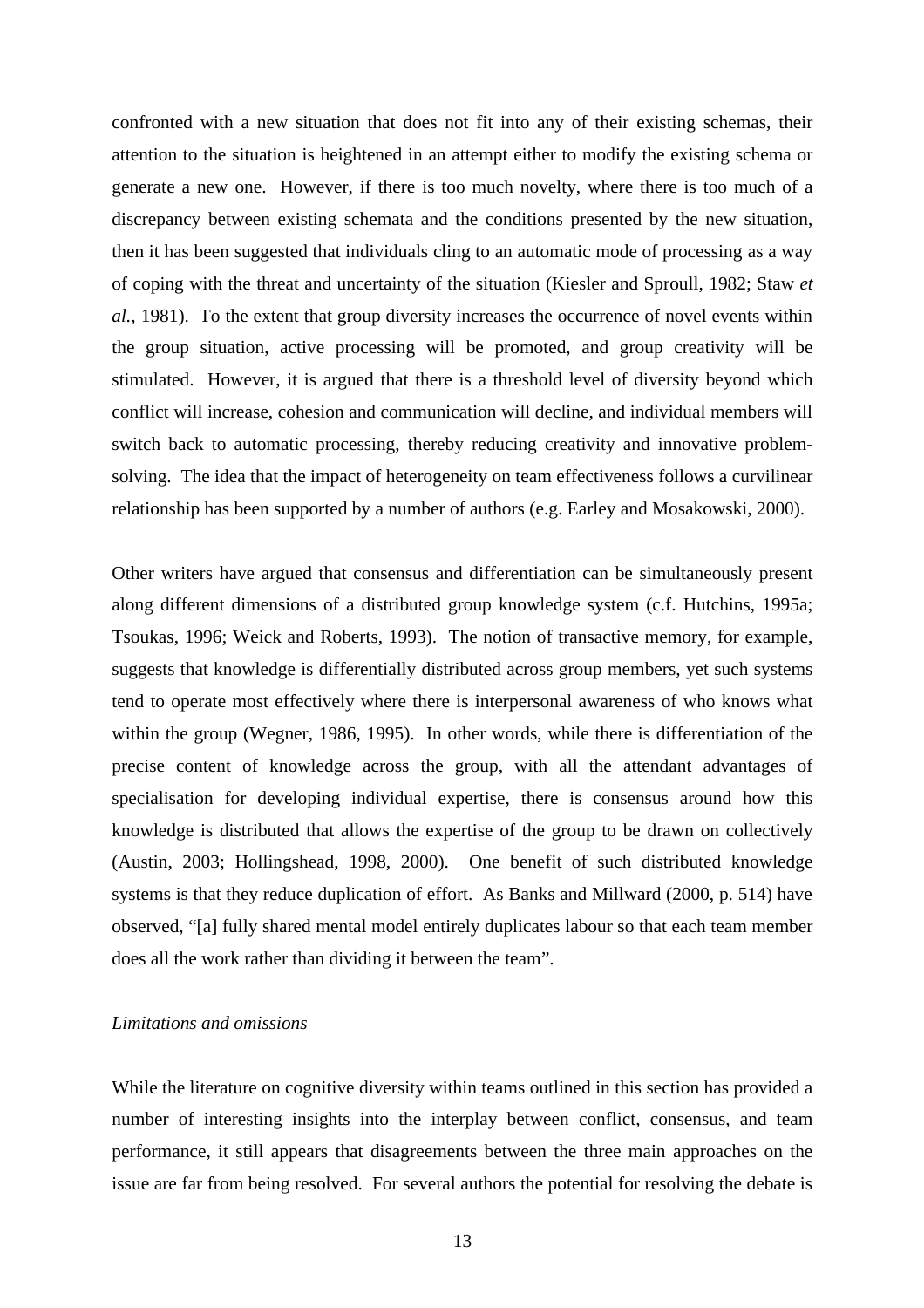confronted with a new situation that does not fit into any of their existing schemas, their attention to the situation is heightened in an attempt either to modify the existing schema or generate a new one. However, if there is too much novelty, where there is too much of a discrepancy between existing schemata and the conditions presented by the new situation, then it has been suggested that individuals cling to an automatic mode of processing as a way of coping with the threat and uncertainty of the situation (Kiesler and Sproull, 1982; Staw *et al.*, 1981). To the extent that group diversity increases the occurrence of novel events within the group situation, active processing will be promoted, and group creativity will be stimulated. However, it is argued that there is a threshold level of diversity beyond which conflict will increase, cohesion and communication will decline, and individual members will switch back to automatic processing, thereby reducing creativity and innovative problem-solving. The idea that the impact of heterogeneity on team effectiveness follows a curvilinear relationship has been supported by a number of authors (e.g. Earley and Mosakowski, 2000).

Other writers have argued that consensus and differentiation can be simultaneously present along different dimensions of a distributed group knowledge system (c.f. Hutchins, 1995a; Tsoukas, 1996; Weick and Roberts, 1993). The notion of transactive memory, for example, suggests that knowledge is differentially distributed across group members, yet such systems tend to operate most effectively where there is interpersonal awareness of who knows what within the group (Wegner, 1986, 1995). In other words, while there is differentiation of the precise content of knowledge across the group, with all the attendant advantages of specialisation for developing individual expertise, there is consensus around how this knowledge is distributed that allows the expertise of the group to be drawn on collectively (Austin, 2003; Hollingshead, 1998, 2000). One benefit of such distributed knowledge systems is that they reduce duplication of effort. As Banks and Millward (2000, p. 514) have observed, "[a] fully shared mental model entirely duplicates labour so that each team member does all the work rather than dividing it between the team".

*Limitations and omissions*

While the literature on cognitive diversity within teams outlined in this section has provided a number of interesting insights into the interplay between conflict, consensus, and team performance, it still appears that disagreements between the three main approaches on the issue are far from being resolved. For several authors the potential for resolving the debate is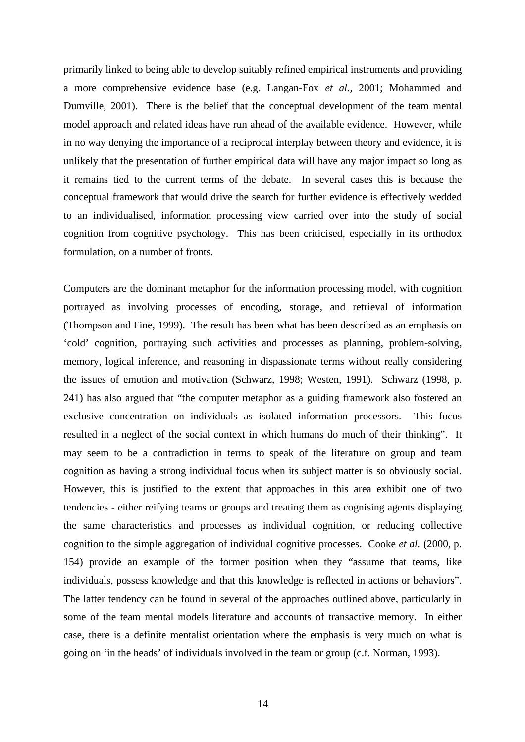primarily linked to being able to develop suitably refined empirical instruments and providing a more comprehensive evidence base (e.g. Langan-Fox *et al.*, 2001; Mohammed and Dumville, 2001). There is the belief that the conceptual development of the team mental model approach and related ideas have run ahead of the available evidence. However, while in no way denying the importance of a reciprocal interplay between theory and evidence, it is unlikely that the presentation of further empirical data will have any major impact so long as it remains tied to the current terms of the debate. In several cases this is because the conceptual framework that would drive the search for further evidence is effectively wedded to an individualised, information processing view carried over into the study of social cognition from cognitive psychology. This has been criticised, especially in its orthodox formulation, on a number of fronts.

Computers are the dominant metaphor for the information processing model, with cognition portrayed as involving processes of encoding, storage, and retrieval of information (Thompson and Fine, 1999). The result has been what has been described as an emphasis on 'cold' cognition, portraying such activities and processes as planning, problem-solving, memory, logical inference, and reasoning in dispassionate terms without really considering the issues of emotion and motivation (Schwarz, 1998; Westen, 1991). Schwarz (1998, p. 241) has also argued that "the computer metaphor as a guiding framework also fostered an exclusive concentration on individuals as isolated information processors. This focus resulted in a neglect of the social context in which humans do much of their thinking". It may seem to be a contradiction in terms to speak of the literature on group and team cognition as having a strong individual focus when its subject matter is so obviously social. However, this is justified to the extent that approaches in this area exhibit one of two tendencies - either reifying teams or groups and treating them as cognising agents displaying the same characteristics and processes as individual cognition, or reducing collective cognition to the simple aggregation of individual cognitive processes. Cooke *et al.* (2000, p. 154) provide an example of the former position when they "assume that teams, like individuals, possess knowledge and that this knowledge is reflected in actions or behaviors". The latter tendency can be found in several of the approaches outlined above, particularly in some of the team mental models literature and accounts of transactive memory. In either case, there is a definite mentalist orientation where the emphasis is very much on what is going on 'in the heads' of individuals involved in the team or group (c.f. Norman, 1993).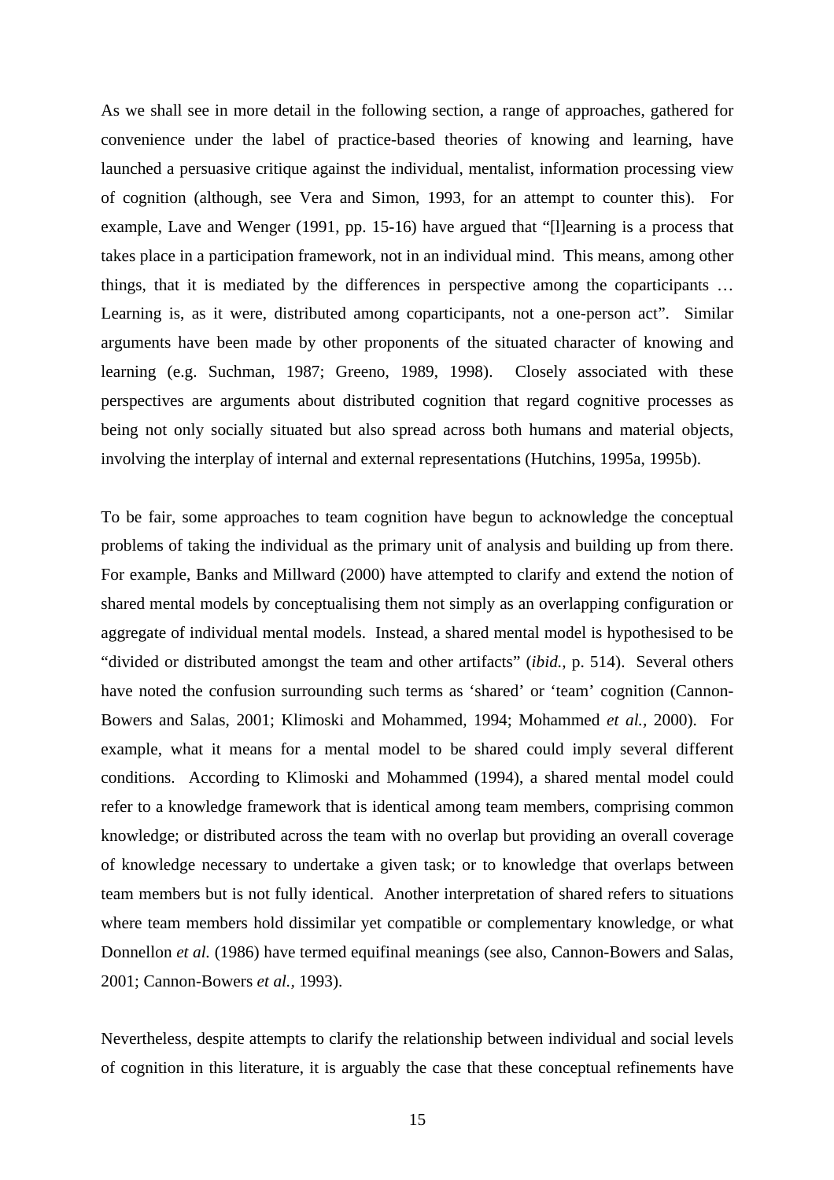As we shall see in more detail in the following section, a range of approaches, gathered for convenience under the label of practice-based theories of knowing and learning, have launched a persuasive critique against the individual, mentalist, information processing view of cognition (although, see Vera and Simon, 1993, for an attempt to counter this). For example, Lave and Wenger (1991, pp. 15-16) have argued that "[l]earning is a process that takes place in a participation framework, not in an individual mind. This means, among other things, that it is mediated by the differences in perspective among the coparticipants … Learning is, as it were, distributed among coparticipants, not a one-person act". Similar arguments have been made by other proponents of the situated character of knowing and learning (e.g. Suchman, 1987; Greeno, 1989, 1998). Closely associated with these perspectives are arguments about distributed cognition that regard cognitive processes as being not only socially situated but also spread across both humans and material objects, involving the interplay of internal and external representations (Hutchins, 1995a, 1995b).

To be fair, some approaches to team cognition have begun to acknowledge the conceptual problems of taking the individual as the primary unit of analysis and building up from there. For example, Banks and Millward (2000) have attempted to clarify and extend the notion of shared mental models by conceptualising them not simply as an overlapping configuration or aggregate of individual mental models. Instead, a shared mental model is hypothesised to be "divided or distributed amongst the team and other artifacts" (*ibid.,* p. 514). Several others have noted the confusion surrounding such terms as 'shared' or 'team' cognition (Cannon-Bowers and Salas, 2001; Klimoski and Mohammed, 1994; Mohammed *et al.,* 2000). For example, what it means for a mental model to be shared could imply several different conditions. According to Klimoski and Mohammed (1994), a shared mental model could refer to a knowledge framework that is identical among team members, comprising common knowledge; or distributed across the team with no overlap but providing an overall coverage of knowledge necessary to undertake a given task; or to knowledge that overlaps between team members but is not fully identical. Another interpretation of shared refers to situations where team members hold dissimilar yet compatible or complementary knowledge, or what Donnellon *et al.* (1986) have termed equifinal meanings (see also, Cannon-Bowers and Salas, 2001; Cannon-Bowers *et al.,* 1993).

Nevertheless, despite attempts to clarify the relationship between individual and social levels of cognition in this literature, it is arguably the case that these conceptual refinements have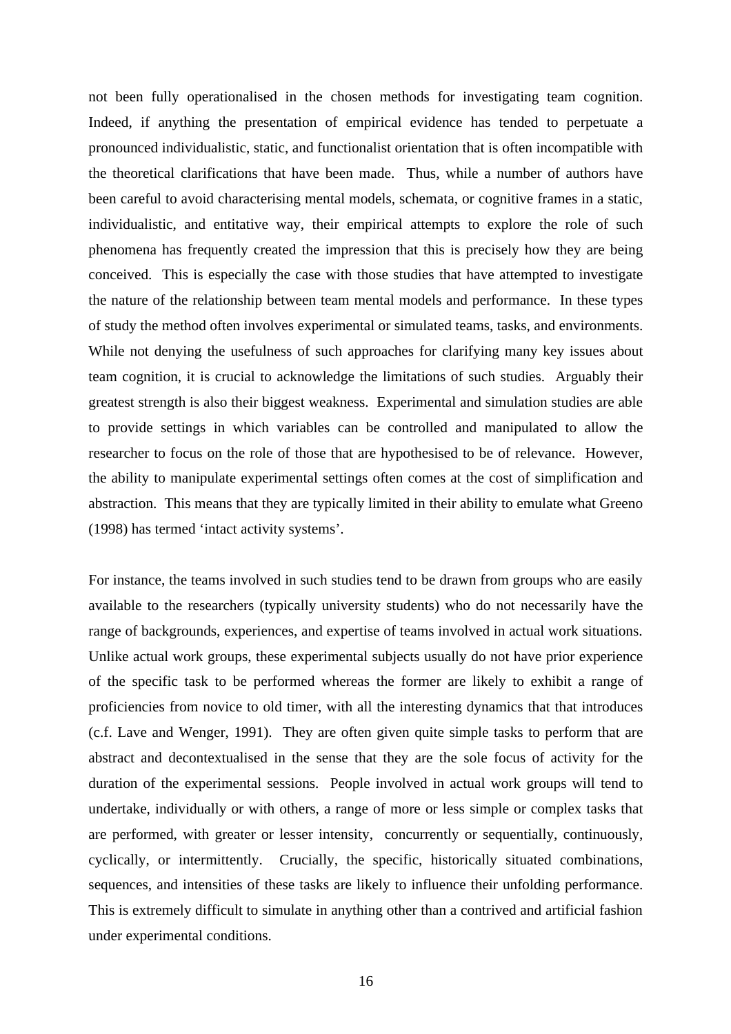not been fully operationalised in the chosen methods for investigating team cognition. Indeed, if anything the presentation of empirical evidence has tended to perpetuate a pronounced individualistic, static, and functionalist orientation that is often incompatible with the theoretical clarifications that have been made. Thus, while a number of authors have been careful to avoid characterising mental models, schemata, or cognitive frames in a static, individualistic, and entitative way, their empirical attempts to explore the role of such phenomena has frequently created the impression that this is precisely how they are being conceived. This is especially the case with those studies that have attempted to investigate the nature of the relationship between team mental models and performance. In these types of study the method often involves experimental or simulated teams, tasks, and environments. While not denying the usefulness of such approaches for clarifying many key issues about team cognition, it is crucial to acknowledge the limitations of such studies. Arguably their greatest strength is also their biggest weakness. Experimental and simulation studies are able to provide settings in which variables can be controlled and manipulated to allow the researcher to focus on the role of those that are hypothesised to be of relevance. However, the ability to manipulate experimental settings often comes at the cost of simplification and abstraction. This means that they are typically limited in their ability to emulate what Greeno (1998) has termed 'intact activity systems'.

For instance, the teams involved in such studies tend to be drawn from groups who are easily available to the researchers (typically university students) who do not necessarily have the range of backgrounds, experiences, and expertise of teams involved in actual work situations. Unlike actual work groups, these experimental subjects usually do not have prior experience of the specific task to be performed whereas the former are likely to exhibit a range of proficiencies from novice to old timer, with all the interesting dynamics that that introduces (c.f. Lave and Wenger, 1991). They are often given quite simple tasks to perform that are abstract and decontextualised in the sense that they are the sole focus of activity for the duration of the experimental sessions. People involved in actual work groups will tend to undertake, individually or with others, a range of more or less simple or complex tasks that are performed, with greater or lesser intensity, concurrently or sequentially, continuously, cyclically, or intermittently. Crucially, the specific, historically situated combinations, sequences, and intensities of these tasks are likely to influence their unfolding performance. This is extremely difficult to simulate in anything other than a contrived and artificial fashion under experimental conditions.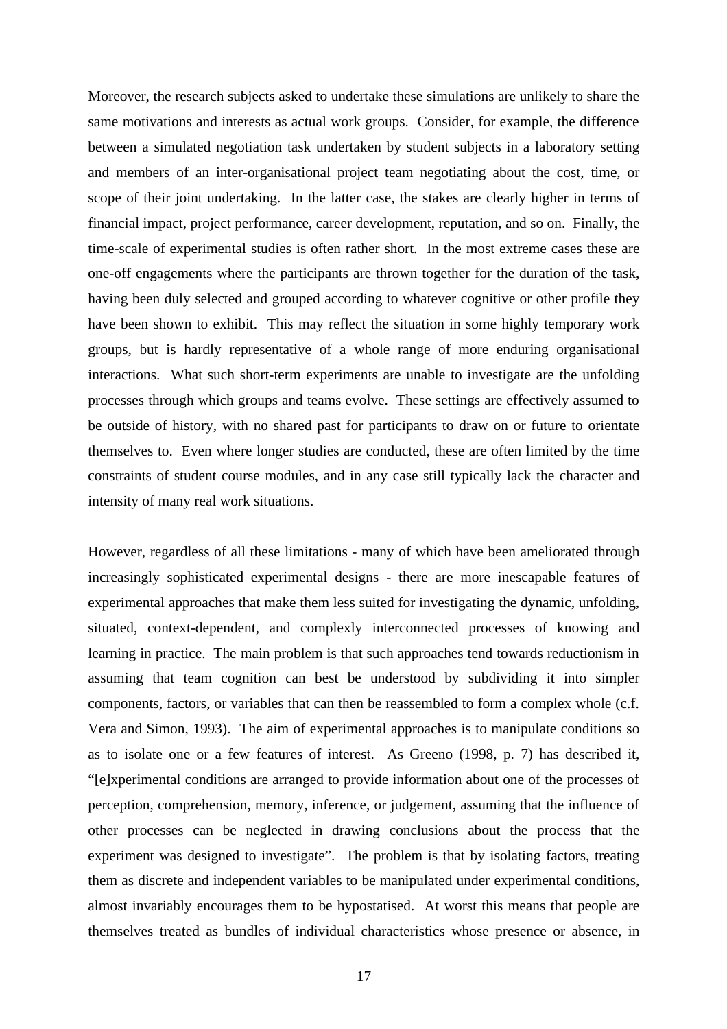Moreover, the research subjects asked to undertake these simulations are unlikely to share the same motivations and interests as actual work groups. Consider, for example, the difference between a simulated negotiation task undertaken by student subjects in a laboratory setting and members of an inter-organisational project team negotiating about the cost, time, or scope of their joint undertaking. In the latter case, the stakes are clearly higher in terms of financial impact, project performance, career development, reputation, and so on. Finally, the time-scale of experimental studies is often rather short. In the most extreme cases these are one-off engagements where the participants are thrown together for the duration of the task, having been duly selected and grouped according to whatever cognitive or other profile they have been shown to exhibit. This may reflect the situation in some highly temporary work groups, but is hardly representative of a whole range of more enduring organisational interactions. What such short-term experiments are unable to investigate are the unfolding processes through which groups and teams evolve. These settings are effectively assumed to be outside of history, with no shared past for participants to draw on or future to orientate themselves to. Even where longer studies are conducted, these are often limited by the time constraints of student course modules, and in any case still typically lack the character and intensity of many real work situations.

However, regardless of all these limitations - many of which have been ameliorated through increasingly sophisticated experimental designs - there are more inescapable features of experimental approaches that make them less suited for investigating the dynamic, unfolding, situated, context-dependent, and complexly interconnected processes of knowing and learning in practice. The main problem is that such approaches tend towards reductionism in assuming that team cognition can best be understood by subdividing it into simpler components, factors, or variables that can then be reassembled to form a complex whole (c.f. Vera and Simon, 1993). The aim of experimental approaches is to manipulate conditions so as to isolate one or a few features of interest. As Greeno (1998, p. 7) has described it, "[e]xperimental conditions are arranged to provide information about one of the processes of perception, comprehension, memory, inference, or judgement, assuming that the influence of other processes can be neglected in drawing conclusions about the process that the experiment was designed to investigate". The problem is that by isolating factors, treating them as discrete and independent variables to be manipulated under experimental conditions, almost invariably encourages them to be hypostatised. At worst this means that people are themselves treated as bundles of individual characteristics whose presence or absence, in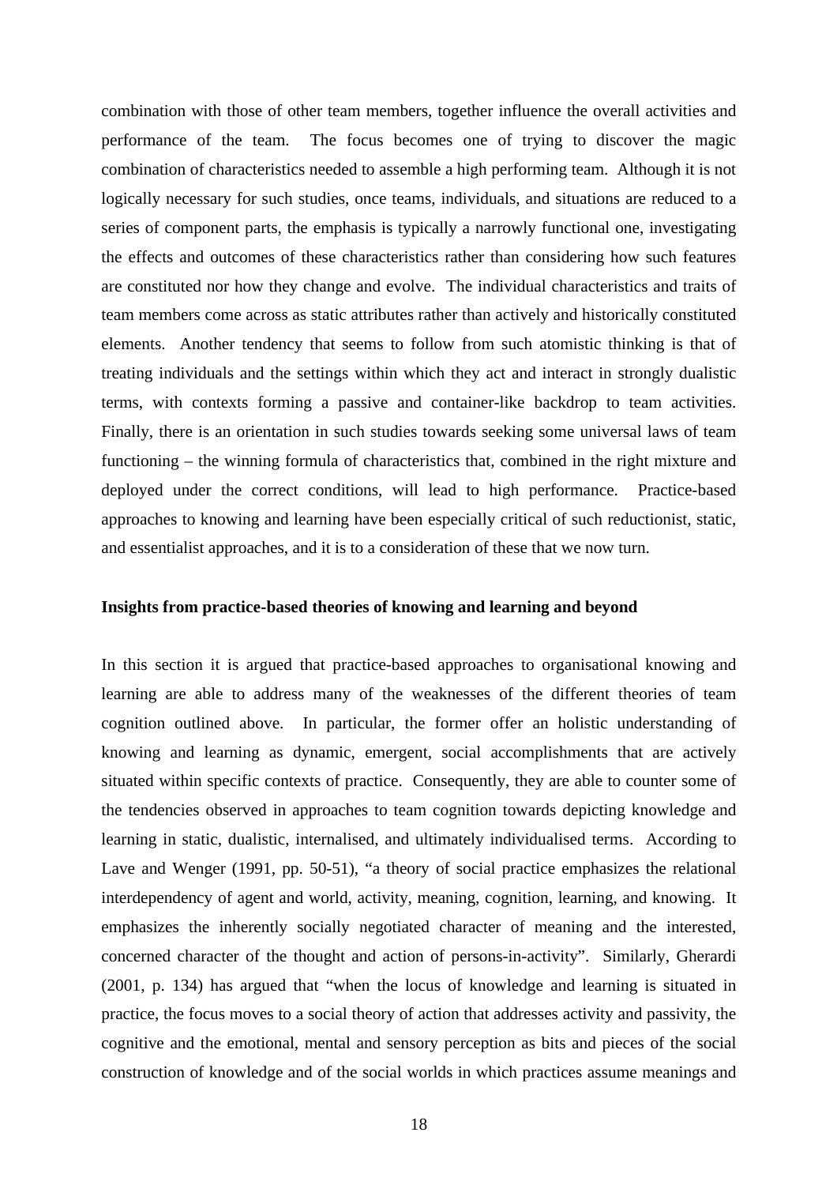combination with those of other team members, together influence the overall activities and performance of the team. The focus becomes one of trying to discover the magic combination of characteristics needed to assemble a high performing team. Although it is not logically necessary for such studies, once teams, individuals, and situations are reduced to a series of component parts, the emphasis is typically a narrowly functional one, investigating the effects and outcomes of these characteristics rather than considering how such features are constituted nor how they change and evolve. The individual characteristics and traits of team members come across as static attributes rather than actively and historically constituted elements. Another tendency that seems to follow from such atomistic thinking is that of treating individuals and the settings within which they act and interact in strongly dualistic terms, with contexts forming a passive and container-like backdrop to team activities. Finally, there is an orientation in such studies towards seeking some universal laws of team functioning – the winning formula of characteristics that, combined in the right mixture and deployed under the correct conditions, will lead to high performance. Practice-based approaches to knowing and learning have been especially critical of such reductionist, static, and essentialist approaches, and it is to a consideration of these that we now turn.

**Insights from practice-based theories of knowing and learning and beyond**

In this section it is argued that practice-based approaches to organisational knowing and learning are able to address many of the weaknesses of the different theories of team cognition outlined above. In particular, the former offer an holistic understanding of knowing and learning as dynamic, emergent, social accomplishments that are actively situated within specific contexts of practice. Consequently, they are able to counter some of the tendencies observed in approaches to team cognition towards depicting knowledge and learning in static, dualistic, internalised, and ultimately individualised terms. According to Lave and Wenger (1991, pp. 50-51), "a theory of social practice emphasizes the relational interdependency of agent and world, activity, meaning, cognition, learning, and knowing. It emphasizes the inherently socially negotiated character of meaning and the interested, concerned character of the thought and action of persons-in-activity". Similarly, Gherardi (2001, p. 134) has argued that "when the locus of knowledge and learning is situated in practice, the focus moves to a social theory of action that addresses activity and passivity, the cognitive and the emotional, mental and sensory perception as bits and pieces of the social construction of knowledge and of the social worlds in which practices assume meanings and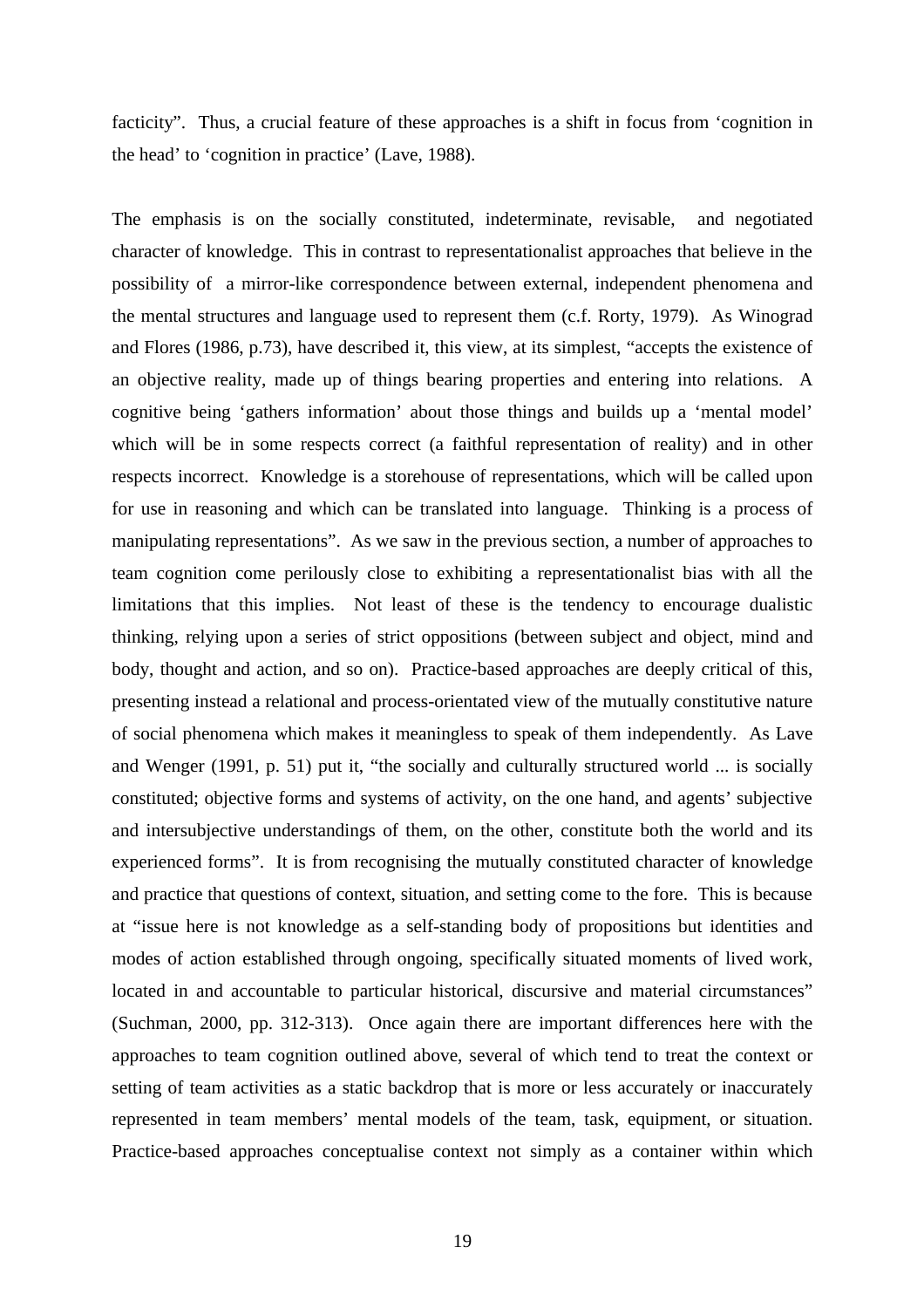facticity". Thus, a crucial feature of these approaches is a shift in focus from 'cognition in the head' to 'cognition in practice' (Lave, 1988).

The emphasis is on the socially constituted, indeterminate, revisable, and negotiated character of knowledge. This in contrast to representationalist approaches that believe in the possibility of a mirror-like correspondence between external, independent phenomena and the mental structures and language used to represent them (c.f. Rorty, 1979). As Winograd and Flores (1986, p.73), have described it, this view, at its simplest, "accepts the existence of an objective reality, made up of things bearing properties and entering into relations. A cognitive being 'gathers information' about those things and builds up a 'mental model' which will be in some respects correct (a faithful representation of reality) and in other respects incorrect. Knowledge is a storehouse of representations, which will be called upon for use in reasoning and which can be translated into language. Thinking is a process of manipulating representations". As we saw in the previous section, a number of approaches to team cognition come perilously close to exhibiting a representationalist bias with all the limitations that this implies. Not least of these is the tendency to encourage dualistic thinking, relying upon a series of strict oppositions (between subject and object, mind and body, thought and action, and so on). Practice-based approaches are deeply critical of this, presenting instead a relational and process-orientated view of the mutually constitutive nature of social phenomena which makes it meaningless to speak of them independently. As Lave and Wenger (1991, p. 51) put it, "the socially and culturally structured world ... is socially constituted; objective forms and systems of activity, on the one hand, and agents' subjective and intersubjective understandings of them, on the other, constitute both the world and its experienced forms". It is from recognising the mutually constituted character of knowledge and practice that questions of context, situation, and setting come to the fore. This is because at "issue here is not knowledge as a self-standing body of propositions but identities and modes of action established through ongoing, specifically situated moments of lived work, located in and accountable to particular historical, discursive and material circumstances" (Suchman, 2000, pp. 312-313). Once again there are important differences here with the approaches to team cognition outlined above, several of which tend to treat the context or setting of team activities as a static backdrop that is more or less accurately or inaccurately represented in team members' mental models of the team, task, equipment, or situation. Practice-based approaches conceptualise context not simply as a container within which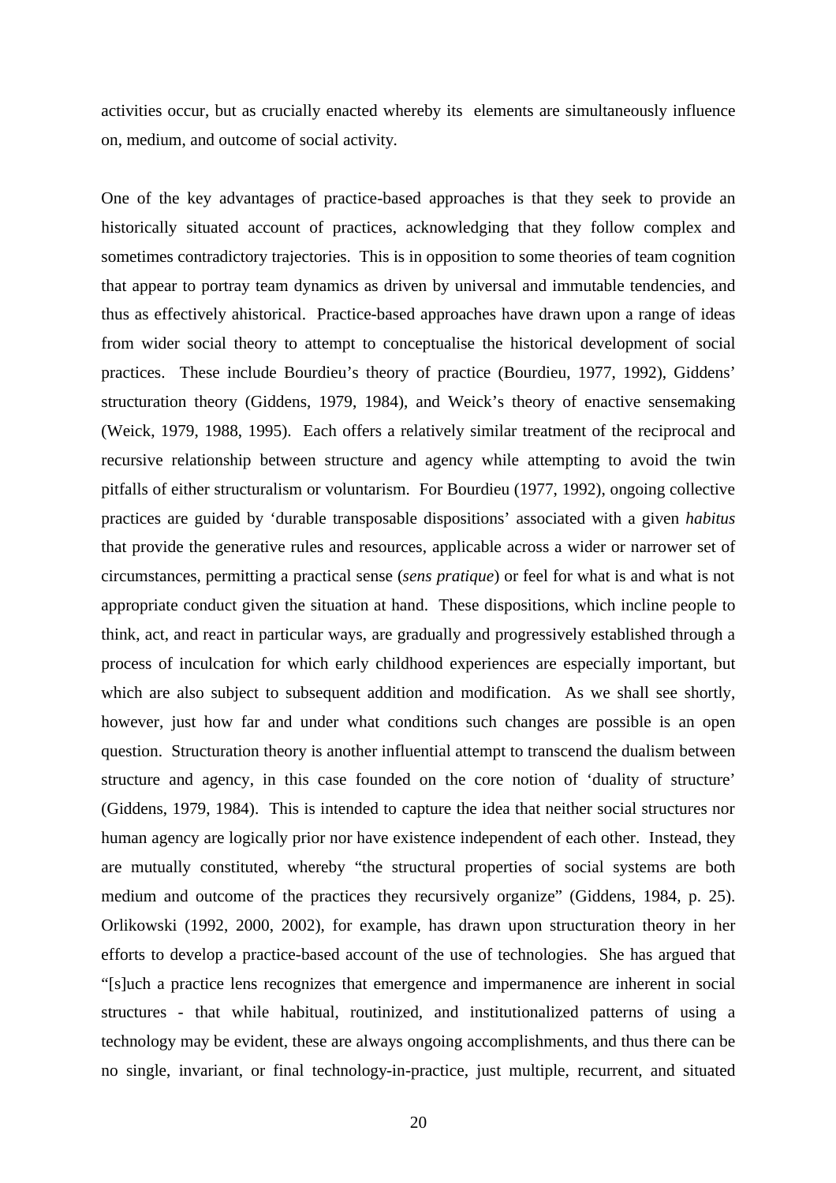activities occur, but as crucially enacted whereby its elements are simultaneously influence on, medium, and outcome of social activity.

One of the key advantages of practice-based approaches is that they seek to provide an historically situated account of practices, acknowledging that they follow complex and sometimes contradictory trajectories. This is in opposition to some theories of team cognition that appear to portray team dynamics as driven by universal and immutable tendencies, and thus as effectively ahistorical. Practice-based approaches have drawn upon a range of ideas from wider social theory to attempt to conceptualise the historical development of social practices. These include Bourdieu's theory of practice (Bourdieu, 1977, 1992), Giddens' structuration theory (Giddens, 1979, 1984), and Weick's theory of enactive sensemaking (Weick, 1979, 1988, 1995). Each offers a relatively similar treatment of the reciprocal and recursive relationship between structure and agency while attempting to avoid the twin pitfalls of either structuralism or voluntarism. For Bourdieu (1977, 1992), ongoing collective practices are guided by 'durable transposable dispositions' associated with a given *habitus* that provide the generative rules and resources, applicable across a wider or narrower set of circumstances, permitting a practical sense (*sens pratique*) or feel for what is and what is not appropriate conduct given the situation at hand. These dispositions, which incline people to think, act, and react in particular ways, are gradually and progressively established through a process of inculcation for which early childhood experiences are especially important, but which are also subject to subsequent addition and modification. As we shall see shortly, however, just how far and under what conditions such changes are possible is an open question. Structuration theory is another influential attempt to transcend the dualism between structure and agency, in this case founded on the core notion of 'duality of structure' (Giddens, 1979, 1984). This is intended to capture the idea that neither social structures nor human agency are logically prior nor have existence independent of each other. Instead, they are mutually constituted, whereby "the structural properties of social systems are both medium and outcome of the practices they recursively organize" (Giddens, 1984, p. 25). Orlikowski (1992, 2000, 2002), for example, has drawn upon structuration theory in her efforts to develop a practice-based account of the use of technologies. She has argued that "[s]uch a practice lens recognizes that emergence and impermanence are inherent in social structures - that while habitual, routinized, and institutionalized patterns of using a technology may be evident, these are always ongoing accomplishments, and thus there can be no single, invariant, or final technology-in-practice, just multiple, recurrent, and situated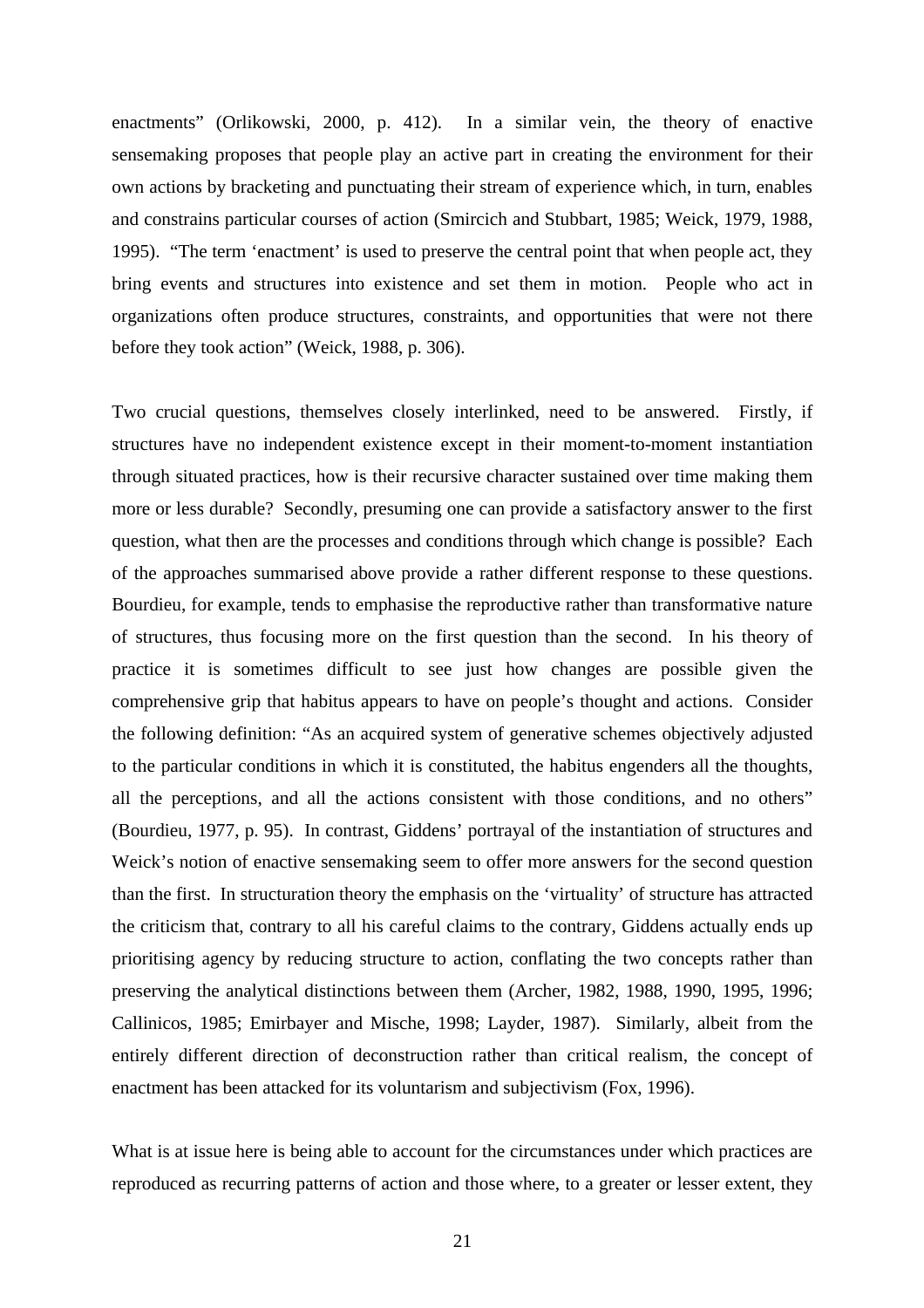enactments" (Orlikowski, 2000, p. 412). In a similar vein, the theory of enactive sensemaking proposes that people play an active part in creating the environment for their own actions by bracketing and punctuating their stream of experience which, in turn, enables and constrains particular courses of action (Smircich and Stubbart, 1985; Weick, 1979, 1988, 1995). "The term 'enactment' is used to preserve the central point that when people act, they bring events and structures into existence and set them in motion. People who act in organizations often produce structures, constraints, and opportunities that were not there before they took action" (Weick, 1988, p. 306).

Two crucial questions, themselves closely interlinked, need to be answered. Firstly, if structures have no independent existence except in their moment-to-moment instantiation through situated practices, how is their recursive character sustained over time making them more or less durable? Secondly, presuming one can provide a satisfactory answer to the first question, what then are the processes and conditions through which change is possible? Each of the approaches summarised above provide a rather different response to these questions. Bourdieu, for example, tends to emphasise the reproductive rather than transformative nature of structures, thus focusing more on the first question than the second. In his theory of practice it is sometimes difficult to see just how changes are possible given the comprehensive grip that habitus appears to have on people's thought and actions. Consider the following definition: "As an acquired system of generative schemes objectively adjusted to the particular conditions in which it is constituted, the habitus engenders all the thoughts, all the perceptions, and all the actions consistent with those conditions, and no others" (Bourdieu, 1977, p. 95). In contrast, Giddens' portrayal of the instantiation of structures and Weick's notion of enactive sensemaking seem to offer more answers for the second question than the first. In structuration theory the emphasis on the 'virtuality' of structure has attracted the criticism that, contrary to all his careful claims to the contrary, Giddens actually ends up prioritising agency by reducing structure to action, conflating the two concepts rather than preserving the analytical distinctions between them (Archer, 1982, 1988, 1990, 1995, 1996; Callinicos, 1985; Emirbayer and Mische, 1998; Layder, 1987). Similarly, albeit from the entirely different direction of deconstruction rather than critical realism, the concept of enactment has been attacked for its voluntarism and subjectivism (Fox, 1996).

What is at issue here is being able to account for the circumstances under which practices are reproduced as recurring patterns of action and those where, to a greater or lesser extent, they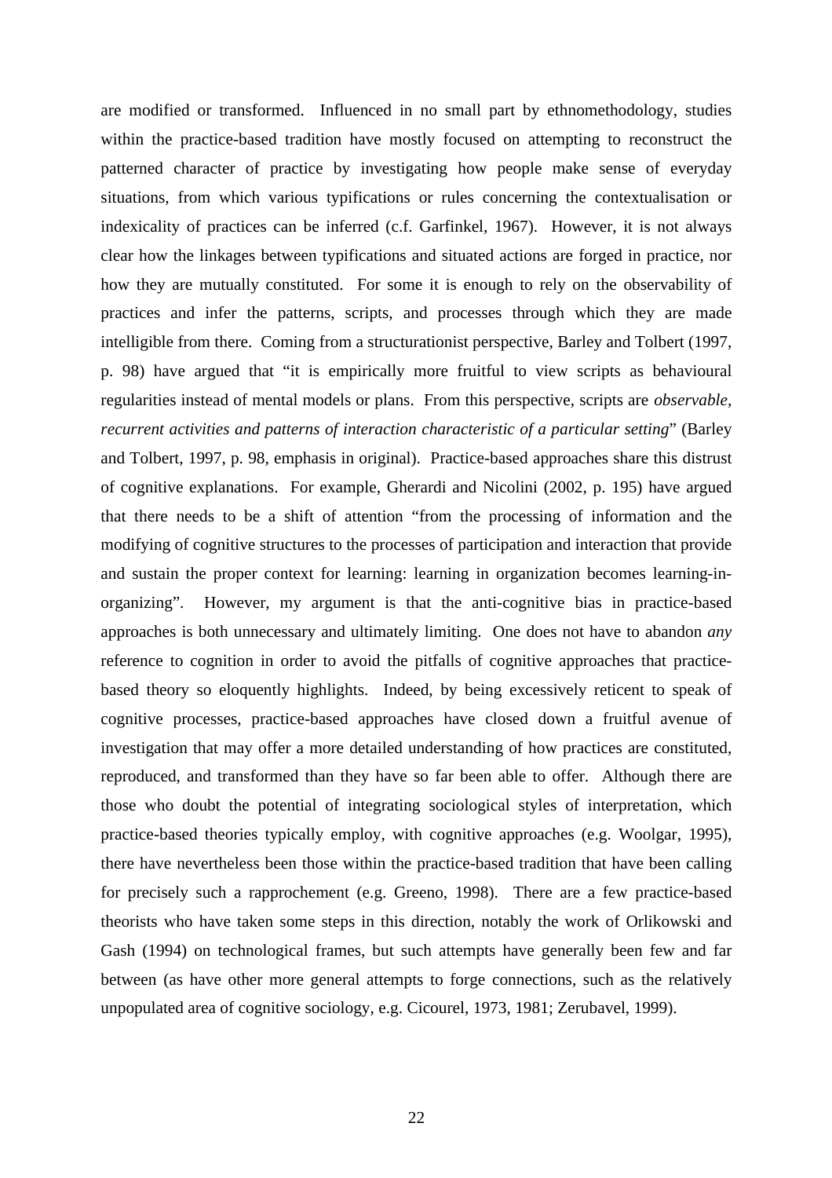are modified or transformed. Influenced in no small part by ethnomethodology, studies within the practice-based tradition have mostly focused on attempting to reconstruct the patterned character of practice by investigating how people make sense of everyday situations, from which various typifications or rules concerning the contextualisation or indexicality of practices can be inferred (c.f. Garfinkel, 1967). However, it is not always clear how the linkages between typifications and situated actions are forged in practice, nor how they are mutually constituted. For some it is enough to rely on the observability of practices and infer the patterns, scripts, and processes through which they are made intelligible from there. Coming from a structurationist perspective, Barley and Tolbert (1997, p. 98) have argued that "it is empirically more fruitful to view scripts as behavioural regularities instead of mental models or plans. From this perspective, scripts are *observable, recurrent activities and patterns of interaction characteristic of a particular setting*" (Barley and Tolbert, 1997, p. 98, emphasis in original). Practice-based approaches share this distrust of cognitive explanations. For example, Gherardi and Nicolini (2002, p. 195) have argued that there needs to be a shift of attention "from the processing of information and the modifying of cognitive structures to the processes of participation and interaction that provide and sustain the proper context for learning: learning in organization becomes learning-in-organizing". However, my argument is that the anti-cognitive bias in practice-based approaches is both unnecessary and ultimately limiting. One does not have to abandon *any* reference to cognition in order to avoid the pitfalls of cognitive approaches that practice-based theory so eloquently highlights. Indeed, by being excessively reticent to speak of cognitive processes, practice-based approaches have closed down a fruitful avenue of investigation that may offer a more detailed understanding of how practices are constituted, reproduced, and transformed than they have so far been able to offer. Although there are those who doubt the potential of integrating sociological styles of interpretation, which practice-based theories typically employ, with cognitive approaches (e.g. Woolgar, 1995), there have nevertheless been those within the practice-based tradition that have been calling for precisely such a rapprochement (e.g. Greeno, 1998). There are a few practice-based theorists who have taken some steps in this direction, notably the work of Orlikowski and Gash (1994) on technological frames, but such attempts have generally been few and far between (as have other more general attempts to forge connections, such as the relatively unpopulated area of cognitive sociology, e.g. Cicourel, 1973, 1981; Zerubavel, 1999).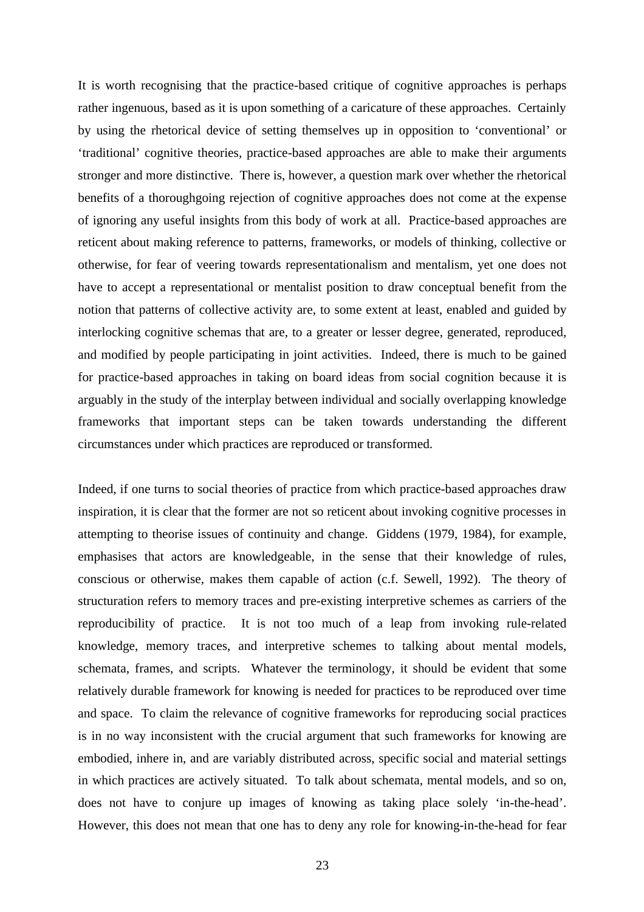It is worth recognising that the practice-based critique of cognitive approaches is perhaps rather ingenuous, based as it is upon something of a caricature of these approaches. Certainly by using the rhetorical device of setting themselves up in opposition to 'conventional' or 'traditional' cognitive theories, practice-based approaches are able to make their arguments stronger and more distinctive. There is, however, a question mark over whether the rhetorical benefits of a thoroughgoing rejection of cognitive approaches does not come at the expense of ignoring any useful insights from this body of work at all. Practice-based approaches are reticent about making reference to patterns, frameworks, or models of thinking, collective or otherwise, for fear of veering towards representationalism and mentalism, yet one does not have to accept a representational or mentalist position to draw conceptual benefit from the notion that patterns of collective activity are, to some extent at least, enabled and guided by interlocking cognitive schemas that are, to a greater or lesser degree, generated, reproduced, and modified by people participating in joint activities. Indeed, there is much to be gained for practice-based approaches in taking on board ideas from social cognition because it is arguably in the study of the interplay between individual and socially overlapping knowledge frameworks that important steps can be taken towards understanding the different circumstances under which practices are reproduced or transformed.

Indeed, if one turns to social theories of practice from which practice-based approaches draw inspiration, it is clear that the former are not so reticent about invoking cognitive processes in attempting to theorise issues of continuity and change. Giddens (1979, 1984), for example, emphasises that actors are knowledgeable, in the sense that their knowledge of rules, conscious or otherwise, makes them capable of action (c.f. Sewell, 1992). The theory of structuration refers to memory traces and pre-existing interpretive schemes as carriers of the reproducibility of practice. It is not too much of a leap from invoking rule-related knowledge, memory traces, and interpretive schemes to talking about mental models, schemata, frames, and scripts. Whatever the terminology, it should be evident that some relatively durable framework for knowing is needed for practices to be reproduced over time and space. To claim the relevance of cognitive frameworks for reproducing social practices is in no way inconsistent with the crucial argument that such frameworks for knowing are embodied, inhere in, and are variably distributed across, specific social and material settings in which practices are actively situated. To talk about schemata, mental models, and so on, does not have to conjure up images of knowing as taking place solely 'in-the-head'. However, this does not mean that one has to deny any role for knowing-in-the-head for fear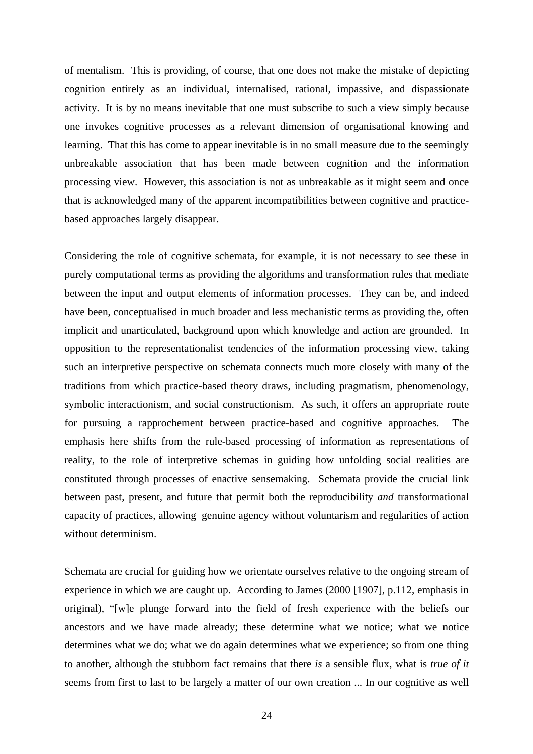of mentalism. This is providing, of course, that one does not make the mistake of depicting cognition entirely as an individual, internalised, rational, impassive, and dispassionate activity. It is by no means inevitable that one must subscribe to such a view simply because one invokes cognitive processes as a relevant dimension of organisational knowing and learning. That this has come to appear inevitable is in no small measure due to the seemingly unbreakable association that has been made between cognition and the information processing view. However, this association is not as unbreakable as it might seem and once that is acknowledged many of the apparent incompatibilities between cognitive and practice-based approaches largely disappear.

Considering the role of cognitive schemata, for example, it is not necessary to see these in purely computational terms as providing the algorithms and transformation rules that mediate between the input and output elements of information processes. They can be, and indeed have been, conceptualised in much broader and less mechanistic terms as providing the, often implicit and unarticulated, background upon which knowledge and action are grounded. In opposition to the representationalist tendencies of the information processing view, taking such an interpretive perspective on schemata connects much more closely with many of the traditions from which practice-based theory draws, including pragmatism, phenomenology, symbolic interactionism, and social constructionism. As such, it offers an appropriate route for pursuing a rapprochement between practice-based and cognitive approaches. The emphasis here shifts from the rule-based processing of information as representations of reality, to the role of interpretive schemas in guiding how unfolding social realities are constituted through processes of enactive sensemaking. Schemata provide the crucial link between past, present, and future that permit both the reproducibility *and* transformational capacity of practices, allowing genuine agency without voluntarism and regularities of action without determinism.

Schemata are crucial for guiding how we orientate ourselves relative to the ongoing stream of experience in which we are caught up. According to James (2000 [1907], p.112, emphasis in original), "[w]e plunge forward into the field of fresh experience with the beliefs our ancestors and we have made already; these determine what we notice; what we notice determines what we do; what we do again determines what we experience; so from one thing to another, although the stubborn fact remains that there *is* a sensible flux, what is *true of it* seems from first to last to be largely a matter of our own creation ... In our cognitive as well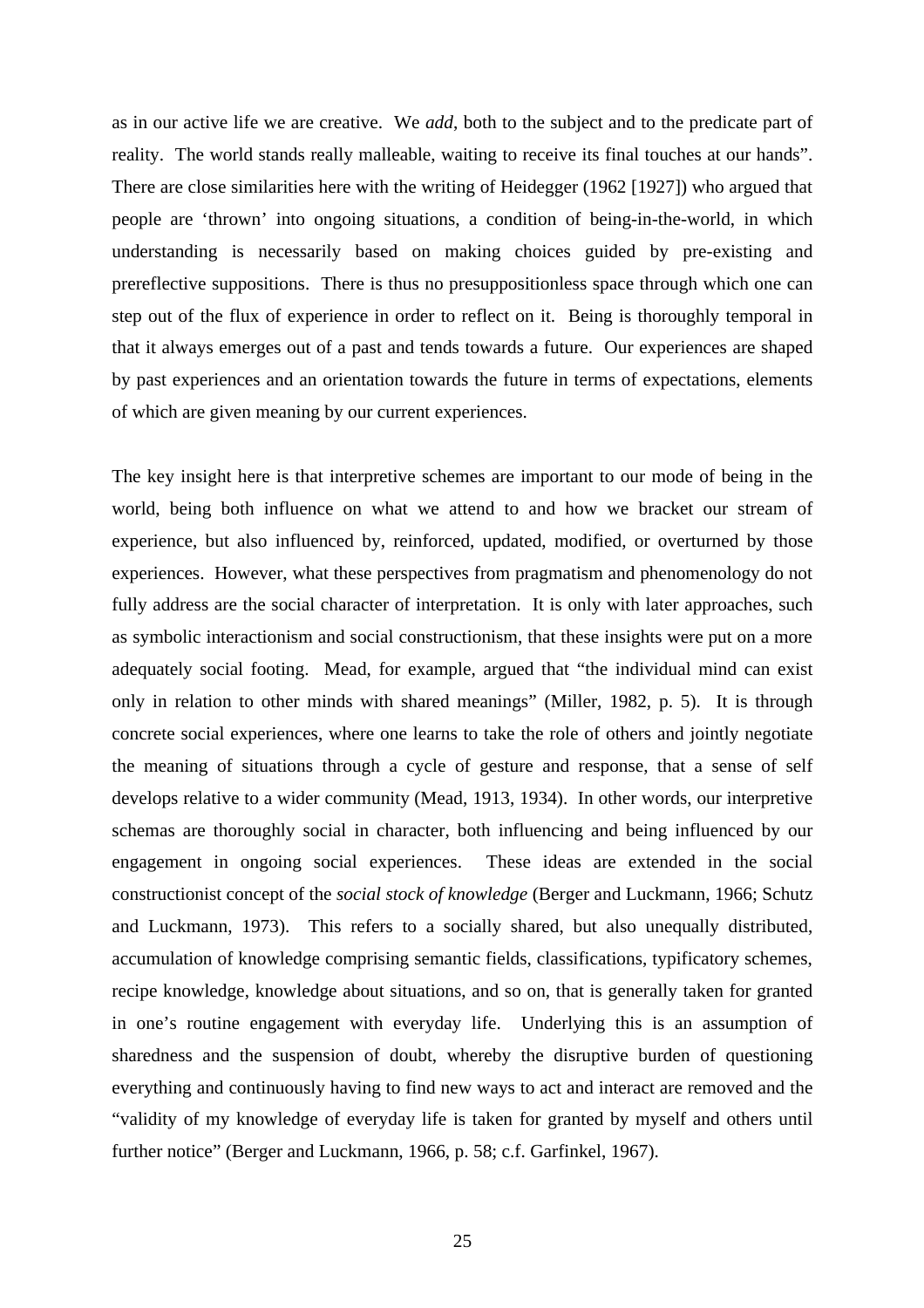as in our active life we are creative. We *add*, both to the subject and to the predicate part of reality. The world stands really malleable, waiting to receive its final touches at our hands". There are close similarities here with the writing of Heidegger (1962 [1927]) who argued that people are 'thrown' into ongoing situations, a condition of being-in-the-world, in which understanding is necessarily based on making choices guided by pre-existing and prereflective suppositions. There is thus no presuppositionless space through which one can step out of the flux of experience in order to reflect on it. Being is thoroughly temporal in that it always emerges out of a past and tends towards a future. Our experiences are shaped by past experiences and an orientation towards the future in terms of expectations, elements of which are given meaning by our current experiences.

The key insight here is that interpretive schemes are important to our mode of being in the world, being both influence on what we attend to and how we bracket our stream of experience, but also influenced by, reinforced, updated, modified, or overturned by those experiences. However, what these perspectives from pragmatism and phenomenology do not fully address are the social character of interpretation. It is only with later approaches, such as symbolic interactionism and social constructionism, that these insights were put on a more adequately social footing. Mead, for example, argued that "the individual mind can exist only in relation to other minds with shared meanings" (Miller, 1982, p. 5). It is through concrete social experiences, where one learns to take the role of others and jointly negotiate the meaning of situations through a cycle of gesture and response, that a sense of self develops relative to a wider community (Mead, 1913, 1934). In other words, our interpretive schemas are thoroughly social in character, both influencing and being influenced by our engagement in ongoing social experiences. These ideas are extended in the social constructionist concept of the *social stock of knowledge* (Berger and Luckmann, 1966; Schutz and Luckmann, 1973). This refers to a socially shared, but also unequally distributed, accumulation of knowledge comprising semantic fields, classifications, typificatory schemes, recipe knowledge, knowledge about situations, and so on, that is generally taken for granted in one's routine engagement with everyday life. Underlying this is an assumption of sharedness and the suspension of doubt, whereby the disruptive burden of questioning everything and continuously having to find new ways to act and interact are removed and the "validity of my knowledge of everyday life is taken for granted by myself and others until further notice" (Berger and Luckmann, 1966, p. 58; c.f. Garfinkel, 1967).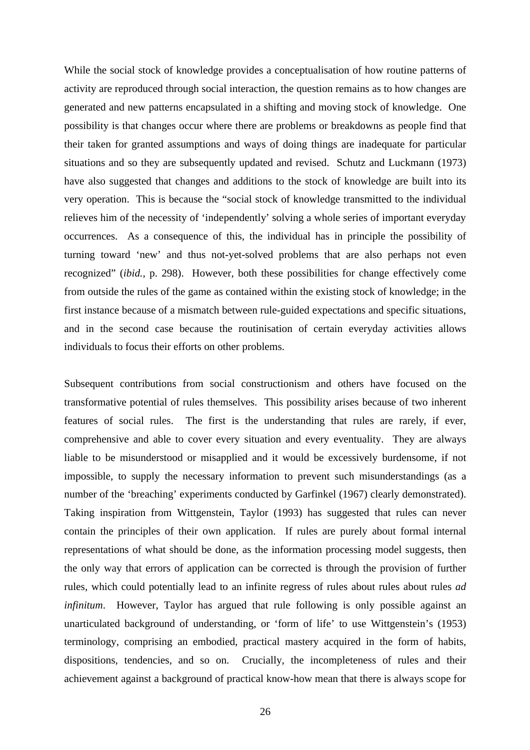While the social stock of knowledge provides a conceptualisation of how routine patterns of activity are reproduced through social interaction, the question remains as to how changes are generated and new patterns encapsulated in a shifting and moving stock of knowledge. One possibility is that changes occur where there are problems or breakdowns as people find that their taken for granted assumptions and ways of doing things are inadequate for particular situations and so they are subsequently updated and revised. Schutz and Luckmann (1973) have also suggested that changes and additions to the stock of knowledge are built into its very operation. This is because the "social stock of knowledge transmitted to the individual relieves him of the necessity of 'independently' solving a whole series of important everyday occurrences. As a consequence of this, the individual has in principle the possibility of turning toward 'new' and thus not-yet-solved problems that are also perhaps not even recognized" (*ibid.*, p. 298). However, both these possibilities for change effectively come from outside the rules of the game as contained within the existing stock of knowledge; in the first instance because of a mismatch between rule-guided expectations and specific situations, and in the second case because the routinisation of certain everyday activities allows individuals to focus their efforts on other problems.

Subsequent contributions from social constructionism and others have focused on the transformative potential of rules themselves. This possibility arises because of two inherent features of social rules. The first is the understanding that rules are rarely, if ever, comprehensive and able to cover every situation and every eventuality. They are always liable to be misunderstood or misapplied and it would be excessively burdensome, if not impossible, to supply the necessary information to prevent such misunderstandings (as a number of the 'breaching' experiments conducted by Garfinkel (1967) clearly demonstrated). Taking inspiration from Wittgenstein, Taylor (1993) has suggested that rules can never contain the principles of their own application. If rules are purely about formal internal representations of what should be done, as the information processing model suggests, then the only way that errors of application can be corrected is through the provision of further rules, which could potentially lead to an infinite regress of rules about rules about rules *ad infinitum*. However, Taylor has argued that rule following is only possible against an unarticulated background of understanding, or 'form of life' to use Wittgenstein's (1953) terminology, comprising an embodied, practical mastery acquired in the form of habits, dispositions, tendencies, and so on. Crucially, the incompleteness of rules and their achievement against a background of practical know-how mean that there is always scope for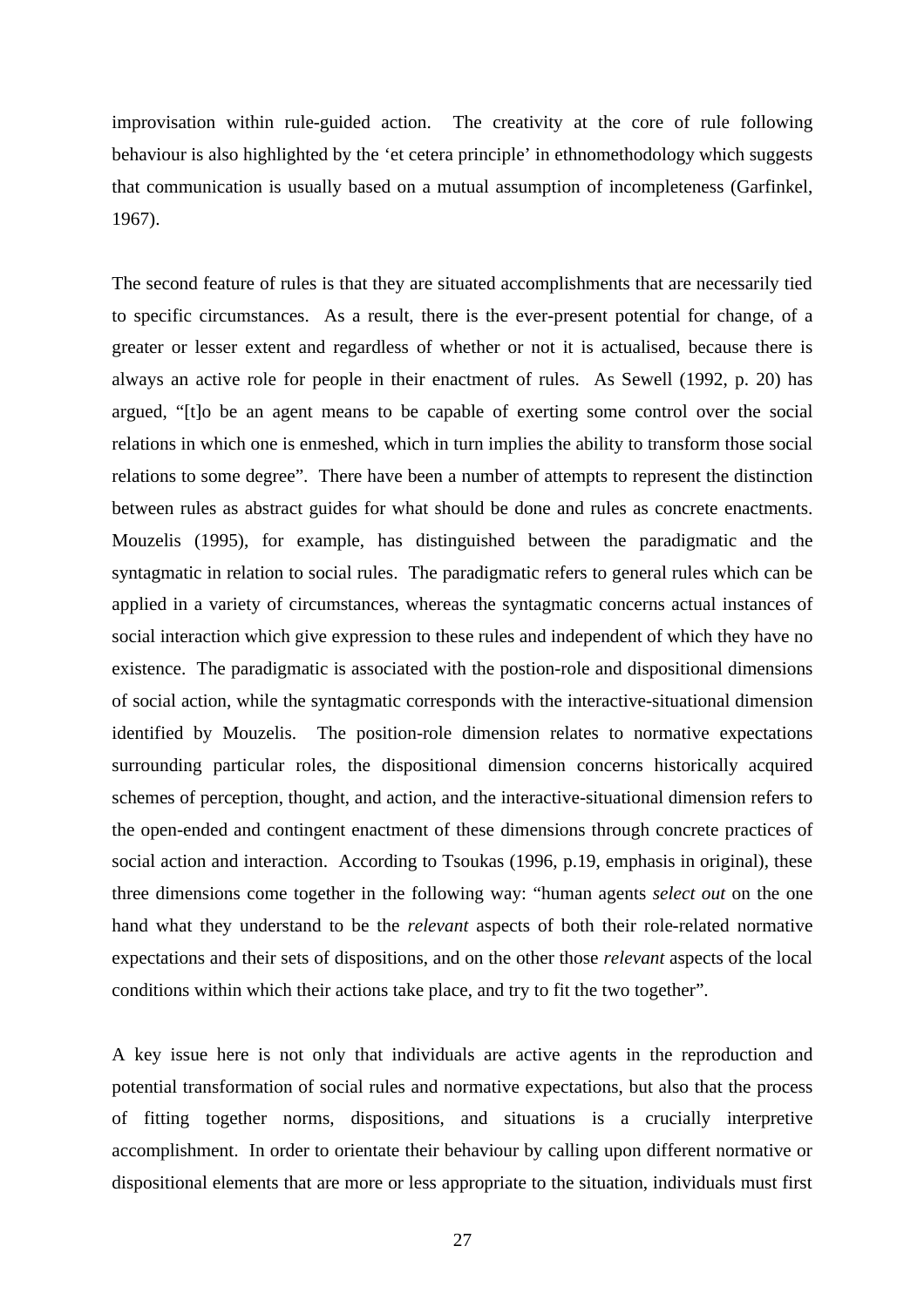improvisation within rule-guided action. The creativity at the core of rule following behaviour is also highlighted by the 'et cetera principle' in ethnomethodology which suggests that communication is usually based on a mutual assumption of incompleteness (Garfinkel, 1967).

The second feature of rules is that they are situated accomplishments that are necessarily tied to specific circumstances. As a result, there is the ever-present potential for change, of a greater or lesser extent and regardless of whether or not it is actualised, because there is always an active role for people in their enactment of rules. As Sewell (1992, p. 20) has argued, "[t]o be an agent means to be capable of exerting some control over the social relations in which one is enmeshed, which in turn implies the ability to transform those social relations to some degree". There have been a number of attempts to represent the distinction between rules as abstract guides for what should be done and rules as concrete enactments. Mouzelis (1995), for example, has distinguished between the paradigmatic and the syntagmatic in relation to social rules. The paradigmatic refers to general rules which can be applied in a variety of circumstances, whereas the syntagmatic concerns actual instances of social interaction which give expression to these rules and independent of which they have no existence. The paradigmatic is associated with the postion-role and dispositional dimensions of social action, while the syntagmatic corresponds with the interactive-situational dimension identified by Mouzelis. The position-role dimension relates to normative expectations surrounding particular roles, the dispositional dimension concerns historically acquired schemes of perception, thought, and action, and the interactive-situational dimension refers to the open-ended and contingent enactment of these dimensions through concrete practices of social action and interaction. According to Tsoukas (1996, p.19, emphasis in original), these three dimensions come together in the following way: "human agents *select out* on the one hand what they understand to be the *relevant* aspects of both their role-related normative expectations and their sets of dispositions, and on the other those *relevant* aspects of the local conditions within which their actions take place, and try to fit the two together".

A key issue here is not only that individuals are active agents in the reproduction and potential transformation of social rules and normative expectations, but also that the process of fitting together norms, dispositions, and situations is a crucially interpretive accomplishment. In order to orientate their behaviour by calling upon different normative or dispositional elements that are more or less appropriate to the situation, individuals must first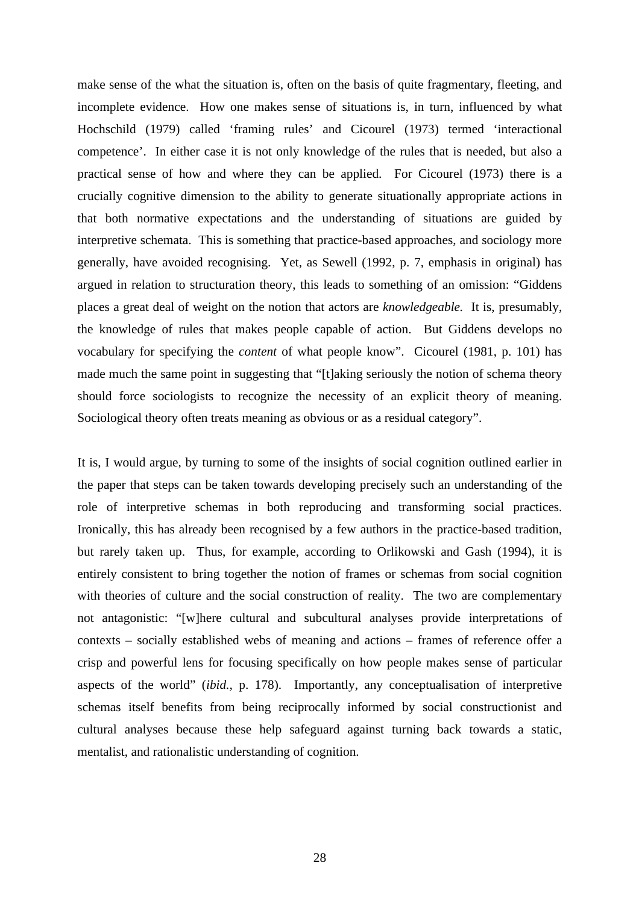make sense of the what the situation is, often on the basis of quite fragmentary, fleeting, and incomplete evidence. How one makes sense of situations is, in turn, influenced by what Hochschild (1979) called 'framing rules' and Cicourel (1973) termed 'interactional competence'. In either case it is not only knowledge of the rules that is needed, but also a practical sense of how and where they can be applied. For Cicourel (1973) there is a crucially cognitive dimension to the ability to generate situationally appropriate actions in that both normative expectations and the understanding of situations are guided by interpretive schemata. This is something that practice-based approaches, and sociology more generally, have avoided recognising. Yet, as Sewell (1992, p. 7, emphasis in original) has argued in relation to structuration theory, this leads to something of an omission: "Giddens places a great deal of weight on the notion that actors are *knowledgeable.* It is, presumably, the knowledge of rules that makes people capable of action. But Giddens develops no vocabulary for specifying the *content* of what people know". Cicourel (1981, p. 101) has made much the same point in suggesting that "[t]aking seriously the notion of schema theory should force sociologists to recognize the necessity of an explicit theory of meaning. Sociological theory often treats meaning as obvious or as a residual category".

It is, I would argue, by turning to some of the insights of social cognition outlined earlier in the paper that steps can be taken towards developing precisely such an understanding of the role of interpretive schemas in both reproducing and transforming social practices. Ironically, this has already been recognised by a few authors in the practice-based tradition, but rarely taken up. Thus, for example, according to Orlikowski and Gash (1994), it is entirely consistent to bring together the notion of frames or schemas from social cognition with theories of culture and the social construction of reality. The two are complementary not antagonistic: "[w]here cultural and subcultural analyses provide interpretations of contexts – socially established webs of meaning and actions – frames of reference offer a crisp and powerful lens for focusing specifically on how people makes sense of particular aspects of the world" (*ibid.,* p. 178). Importantly, any conceptualisation of interpretive schemas itself benefits from being reciprocally informed by social constructionist and cultural analyses because these help safeguard against turning back towards a static, mentalist, and rationalistic understanding of cognition.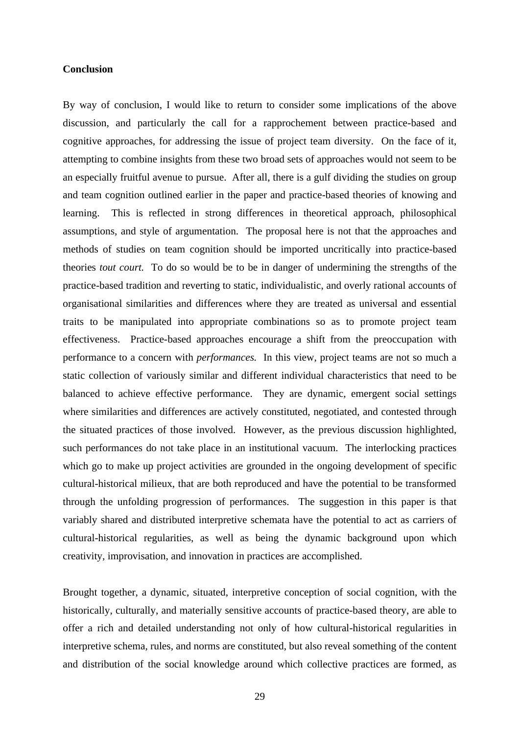**Conclusion**

By way of conclusion, I would like to return to consider some implications of the above discussion, and particularly the call for a rapprochement between practice-based and cognitive approaches, for addressing the issue of project team diversity. On the face of it, attempting to combine insights from these two broad sets of approaches would not seem to be an especially fruitful avenue to pursue. After all, there is a gulf dividing the studies on group and team cognition outlined earlier in the paper and practice-based theories of knowing and learning. This is reflected in strong differences in theoretical approach, philosophical assumptions, and style of argumentation. The proposal here is not that the approaches and methods of studies on team cognition should be imported uncritically into practice-based theories *tout court.* To do so would be to be in danger of undermining the strengths of the practice-based tradition and reverting to static, individualistic, and overly rational accounts of organisational similarities and differences where they are treated as universal and essential traits to be manipulated into appropriate combinations so as to promote project team effectiveness. Practice-based approaches encourage a shift from the preoccupation with performance to a concern with *performances.* In this view, project teams are not so much a static collection of variously similar and different individual characteristics that need to be balanced to achieve effective performance. They are dynamic, emergent social settings where similarities and differences are actively constituted, negotiated, and contested through the situated practices of those involved. However, as the previous discussion highlighted, such performances do not take place in an institutional vacuum. The interlocking practices which go to make up project activities are grounded in the ongoing development of specific cultural-historical milieux, that are both reproduced and have the potential to be transformed through the unfolding progression of performances. The suggestion in this paper is that variably shared and distributed interpretive schemata have the potential to act as carriers of cultural-historical regularities, as well as being the dynamic background upon which creativity, improvisation, and innovation in practices are accomplished.

Brought together, a dynamic, situated, interpretive conception of social cognition, with the historically, culturally, and materially sensitive accounts of practice-based theory, are able to offer a rich and detailed understanding not only of how cultural-historical regularities in interpretive schema, rules, and norms are constituted, but also reveal something of the content and distribution of the social knowledge around which collective practices are formed, as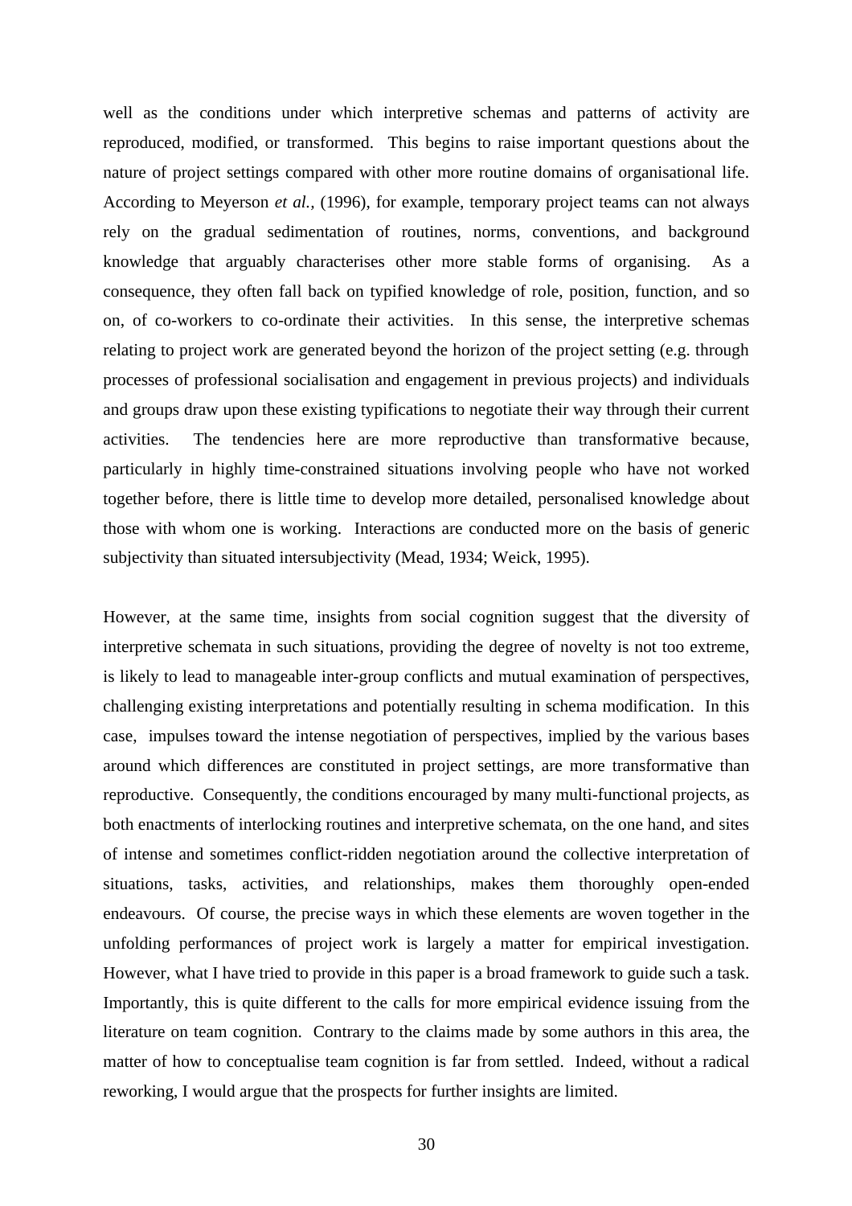well as the conditions under which interpretive schemas and patterns of activity are reproduced, modified, or transformed. This begins to raise important questions about the nature of project settings compared with other more routine domains of organisational life. According to Meyerson *et al.,* (1996), for example, temporary project teams can not always rely on the gradual sedimentation of routines, norms, conventions, and background knowledge that arguably characterises other more stable forms of organising. As a consequence, they often fall back on typified knowledge of role, position, function, and so on, of co-workers to co-ordinate their activities. In this sense, the interpretive schemas relating to project work are generated beyond the horizon of the project setting (e.g. through processes of professional socialisation and engagement in previous projects) and individuals and groups draw upon these existing typifications to negotiate their way through their current activities. The tendencies here are more reproductive than transformative because, particularly in highly time-constrained situations involving people who have not worked together before, there is little time to develop more detailed, personalised knowledge about those with whom one is working. Interactions are conducted more on the basis of generic subjectivity than situated intersubjectivity (Mead, 1934; Weick, 1995).

However, at the same time, insights from social cognition suggest that the diversity of interpretive schemata in such situations, providing the degree of novelty is not too extreme, is likely to lead to manageable inter-group conflicts and mutual examination of perspectives, challenging existing interpretations and potentially resulting in schema modification. In this case, impulses toward the intense negotiation of perspectives, implied by the various bases around which differences are constituted in project settings, are more transformative than reproductive. Consequently, the conditions encouraged by many multi-functional projects, as both enactments of interlocking routines and interpretive schemata, on the one hand, and sites of intense and sometimes conflict-ridden negotiation around the collective interpretation of situations, tasks, activities, and relationships, makes them thoroughly open-ended endeavours. Of course, the precise ways in which these elements are woven together in the unfolding performances of project work is largely a matter for empirical investigation. However, what I have tried to provide in this paper is a broad framework to guide such a task. Importantly, this is quite different to the calls for more empirical evidence issuing from the literature on team cognition. Contrary to the claims made by some authors in this area, the matter of how to conceptualise team cognition is far from settled. Indeed, without a radical reworking, I would argue that the prospects for further insights are limited.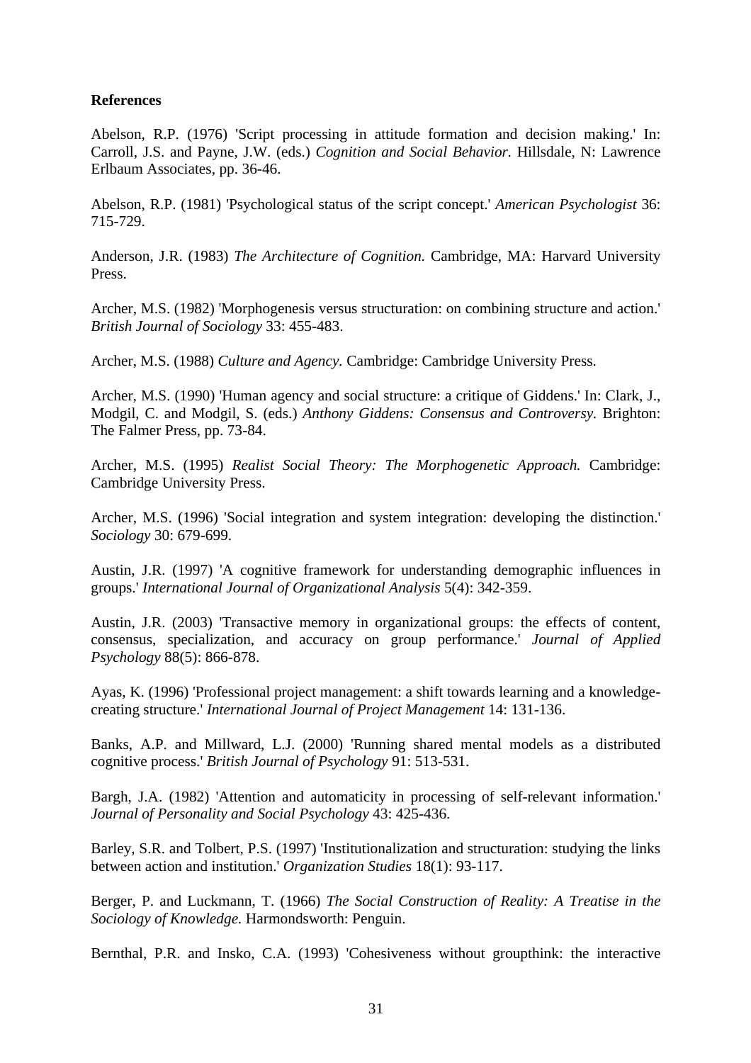**References**

Abelson, R.P. (1976) 'Script processing in attitude formation and decision making.' In: Carroll, J.S. and Payne, J.W. (eds.) *Cognition and Social Behavior*. Hillsdale, N: Lawrence Erlbaum Associates, pp. 36-46.

Abelson, R.P. (1981) 'Psychological status of the script concept.' *American Psychologist* 36: 715-729.

Anderson, J.R. (1983) *The Architecture of Cognition.* Cambridge, MA: Harvard University Press.

Archer, M.S. (1982) 'Morphogenesis versus structuration: on combining structure and action.' *British Journal of Sociology* 33: 455-483.

Archer, M.S. (1988) *Culture and Agency.* Cambridge: Cambridge University Press.

Archer, M.S. (1990) 'Human agency and social structure: a critique of Giddens.' In: Clark, J., Modgil, C. and Modgil, S. (eds.) *Anthony Giddens: Consensus and Controversy.* Brighton: The Falmer Press, pp. 73-84.

Archer, M.S. (1995) *Realist Social Theory: The Morphogenetic Approach.* Cambridge: Cambridge University Press.

Archer, M.S. (1996) 'Social integration and system integration: developing the distinction.' *Sociology* 30: 679-699.

Austin, J.R. (1997) 'A cognitive framework for understanding demographic influences in groups.' *International Journal of Organizational Analysis* 5(4): 342-359.

Austin, J.R. (2003) 'Transactive memory in organizational groups: the effects of content, consensus, specialization, and accuracy on group performance.' *Journal of Applied Psychology* 88(5): 866-878.

Ayas, K. (1996) 'Professional project management: a shift towards learning and a knowledge-creating structure.' *International Journal of Project Management* 14: 131-136.

Banks, A.P. and Millward, L.J. (2000) 'Running shared mental models as a distributed cognitive process.' *British Journal of Psychology* 91: 513-531.

Bargh, J.A. (1982) 'Attention and automaticity in processing of self-relevant information.' *Journal of Personality and Social Psychology* 43: 425-436.

Barley, S.R. and Tolbert, P.S. (1997) 'Institutionalization and structuration: studying the links between action and institution.' *Organization Studies* 18(1): 93-117.

Berger, P. and Luckmann, T. (1966) *The Social Construction of Reality: A Treatise in the Sociology of Knowledge.* Harmondsworth: Penguin.

Bernthal, P.R. and Insko, C.A. (1993) 'Cohesiveness without groupthink: the interactive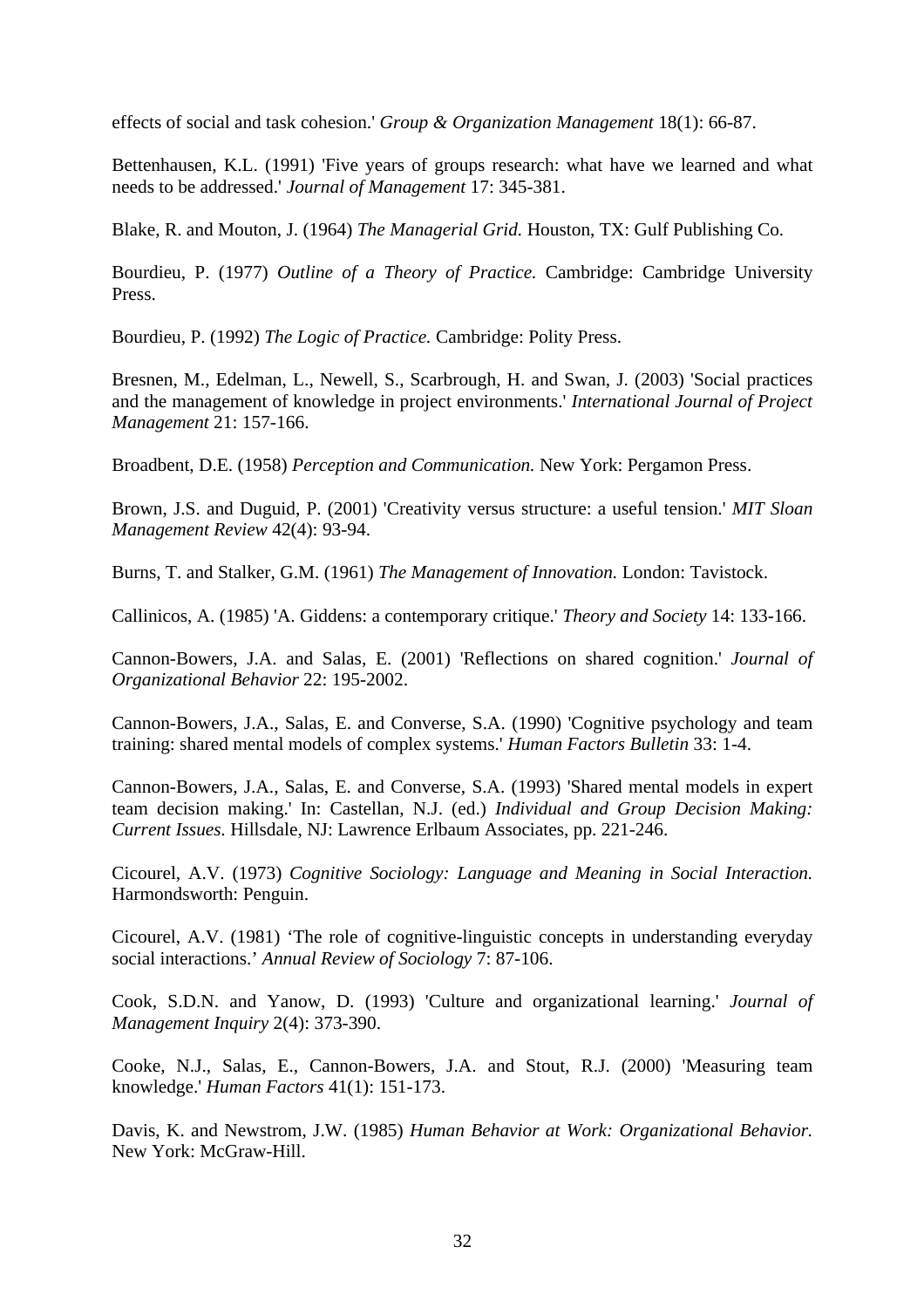effects of social and task cohesion.' *Group & Organization Management* 18(1): 66-87.

Bettenhausen, K.L. (1991) 'Five years of groups research: what have we learned and what needs to be addressed.' *Journal of Management* 17: 345-381.

Blake, R. and Mouton, J. (1964) *The Managerial Grid.* Houston, TX: Gulf Publishing Co.

Bourdieu, P. (1977) *Outline of a Theory of Practice.* Cambridge: Cambridge University Press.

Bourdieu, P. (1992) *The Logic of Practice.* Cambridge: Polity Press.

Bresnen, M., Edelman, L., Newell, S., Scarbrough, H. and Swan, J. (2003) 'Social practices and the management of knowledge in project environments.' *International Journal of Project Management* 21: 157-166.

Broadbent, D.E. (1958) *Perception and Communication.* New York: Pergamon Press.

Brown, J.S. and Duguid, P. (2001) 'Creativity versus structure: a useful tension.' *MIT Sloan Management Review* 42(4): 93-94.

Burns, T. and Stalker, G.M. (1961) *The Management of Innovation.* London: Tavistock.

Callinicos, A. (1985) 'A. Giddens: a contemporary critique.' *Theory and Society* 14: 133-166.

Cannon-Bowers, J.A. and Salas, E. (2001) 'Reflections on shared cognition.' *Journal of Organizational Behavior* 22: 195-2002.

Cannon-Bowers, J.A., Salas, E. and Converse, S.A. (1990) 'Cognitive psychology and team training: shared mental models of complex systems.' *Human Factors Bulletin* 33: 1-4.

Cannon-Bowers, J.A., Salas, E. and Converse, S.A. (1993) 'Shared mental models in expert team decision making.' In: Castellan, N.J. (ed.) *Individual and Group Decision Making: Current Issues.* Hillsdale, NJ: Lawrence Erlbaum Associates, pp. 221-246.

Cicourel, A.V. (1973) *Cognitive Sociology: Language and Meaning in Social Interaction.* Harmondsworth: Penguin.

Cicourel, A.V. (1981) 'The role of cognitive-linguistic concepts in understanding everyday social interactions.' *Annual Review of Sociology* 7: 87-106.

Cook, S.D.N. and Yanow, D. (1993) 'Culture and organizational learning.' *Journal of Management Inquiry* 2(4): 373-390.

Cooke, N.J., Salas, E., Cannon-Bowers, J.A. and Stout, R.J. (2000) 'Measuring team knowledge.' *Human Factors* 41(1): 151-173.

Davis, K. and Newstrom, J.W. (1985) *Human Behavior at Work: Organizational Behavior.* New York: McGraw-Hill.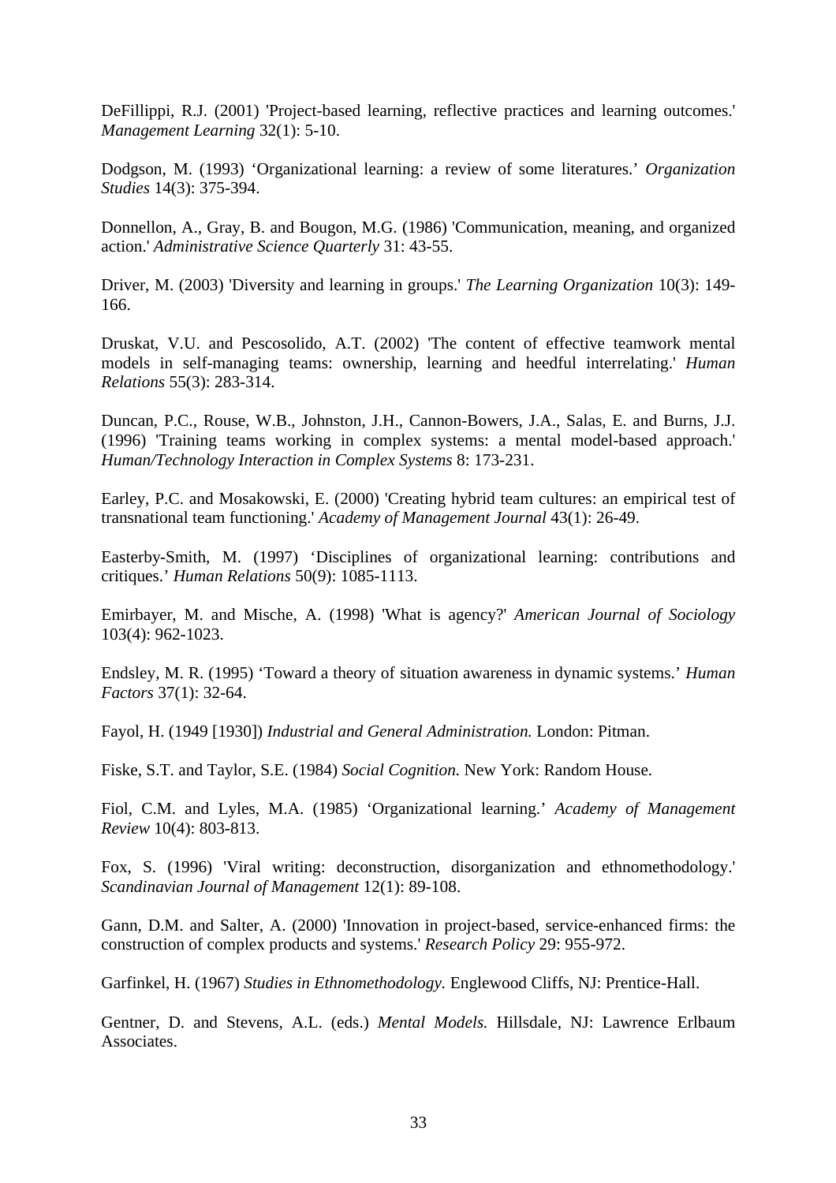DeFillippi, R.J. (2001) 'Project-based learning, reflective practices and learning outcomes.' *Management Learning* 32(1): 5-10.

Dodgson, M. (1993) ‘Organizational learning: a review of some literatures.’ *Organization Studies* 14(3): 375-394.

Donnellon, A., Gray, B. and Bougon, M.G. (1986) 'Communication, meaning, and organized action.' *Administrative Science Quarterly* 31: 43-55.

Driver, M. (2003) 'Diversity and learning in groups.' *The Learning Organization* 10(3): 149-166.

Druskat, V.U. and Pescosolido, A.T. (2002) 'The content of effective teamwork mental models in self-managing teams: ownership, learning and heedful interrelating.' *Human Relations* 55(3): 283-314.

Duncan, P.C., Rouse, W.B., Johnston, J.H., Cannon-Bowers, J.A., Salas, E. and Burns, J.J. (1996) 'Training teams working in complex systems: a mental model-based approach.' *Human/Technology Interaction in Complex Systems* 8: 173-231.

Earley, P.C. and Mosakowski, E. (2000) 'Creating hybrid team cultures: an empirical test of transnational team functioning.' *Academy of Management Journal* 43(1): 26-49.

Easterby-Smith, M. (1997) ‘Disciplines of organizational learning: contributions and critiques.’ *Human Relations* 50(9): 1085-1113.

Emirbayer, M. and Mische, A. (1998) 'What is agency?' *American Journal of Sociology* 103(4): 962-1023.

Endsley, M. R. (1995) ‘Toward a theory of situation awareness in dynamic systems.’ *Human Factors* 37(1): 32-64.

Fayol, H. (1949 [1930]) *Industrial and General Administration.* London: Pitman.

Fiske, S.T. and Taylor, S.E. (1984) *Social Cognition.* New York: Random House.

Fiol, C.M. and Lyles, M.A. (1985) ‘Organizational learning.’ *Academy of Management Review* 10(4): 803-813.

Fox, S. (1996) 'Viral writing: deconstruction, disorganization and ethnomethodology.' *Scandinavian Journal of Management* 12(1): 89-108.

Gann, D.M. and Salter, A. (2000) 'Innovation in project-based, service-enhanced firms: the construction of complex products and systems.' *Research Policy* 29: 955-972.

Garfinkel, H. (1967) *Studies in Ethnomethodology.* Englewood Cliffs, NJ: Prentice-Hall.

Gentner, D. and Stevens, A.L. (eds.) *Mental Models.* Hillsdale, NJ: Lawrence Erlbaum Associates.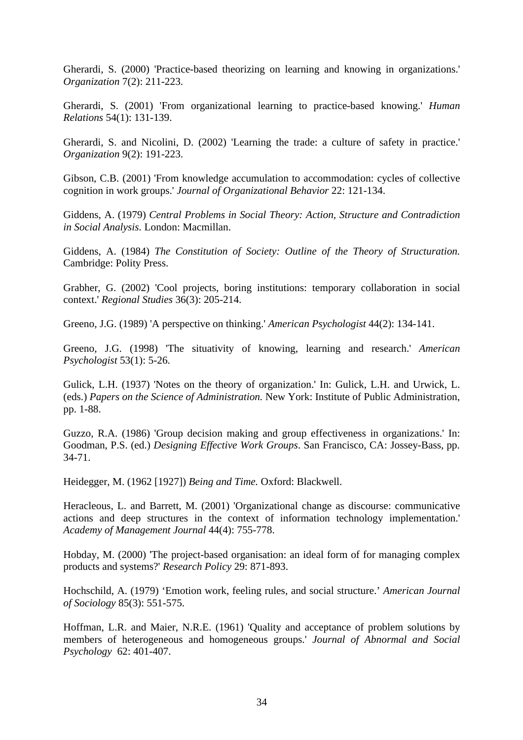Gherardi, S. (2000) 'Practice-based theorizing on learning and knowing in organizations.' *Organization* 7(2): 211-223.

Gherardi, S. (2001) 'From organizational learning to practice-based knowing.' *Human Relations* 54(1): 131-139.

Gherardi, S. and Nicolini, D. (2002) 'Learning the trade: a culture of safety in practice.' *Organization* 9(2): 191-223.

Gibson, C.B. (2001) 'From knowledge accumulation to accommodation: cycles of collective cognition in work groups.' *Journal of Organizational Behavior* 22: 121-134.

Giddens, A. (1979) *Central Problems in Social Theory: Action, Structure and Contradiction in Social Analysis.* London: Macmillan.

Giddens, A. (1984) *The Constitution of Society: Outline of the Theory of Structuration.* Cambridge: Polity Press.

Grabher, G. (2002) 'Cool projects, boring institutions: temporary collaboration in social context.' *Regional Studies* 36(3): 205-214.

Greeno, J.G. (1989) 'A perspective on thinking.' *American Psychologist* 44(2): 134-141.

Greeno, J.G. (1998) 'The situativity of knowing, learning and research.' *American Psychologist* 53(1): 5-26.

Gulick, L.H. (1937) 'Notes on the theory of organization.' In: Gulick, L.H. and Urwick, L. (eds.) *Papers on the Science of Administration.* New York: Institute of Public Administration, pp. 1-88.

Guzzo, R.A. (1986) 'Group decision making and group effectiveness in organizations.' In: Goodman, P.S. (ed.) *Designing Effective Work Groups*. San Francisco, CA: Jossey-Bass, pp. 34-71.

Heidegger, M. (1962 [1927]) *Being and Time.* Oxford: Blackwell.

Heracleous, L. and Barrett, M. (2001) 'Organizational change as discourse: communicative actions and deep structures in the context of information technology implementation.' *Academy of Management Journal* 44(4): 755-778.

Hobday, M. (2000) 'The project-based organisation: an ideal form of for managing complex products and systems?' *Research Policy* 29: 871-893.

Hochschild, A. (1979) 'Emotion work, feeling rules, and social structure.' *American Journal of Sociology* 85(3): 551-575.

Hoffman, L.R. and Maier, N.R.E. (1961) 'Quality and acceptance of problem solutions by members of heterogeneous and homogeneous groups.' *Journal of Abnormal and Social Psychology* 62: 401-407.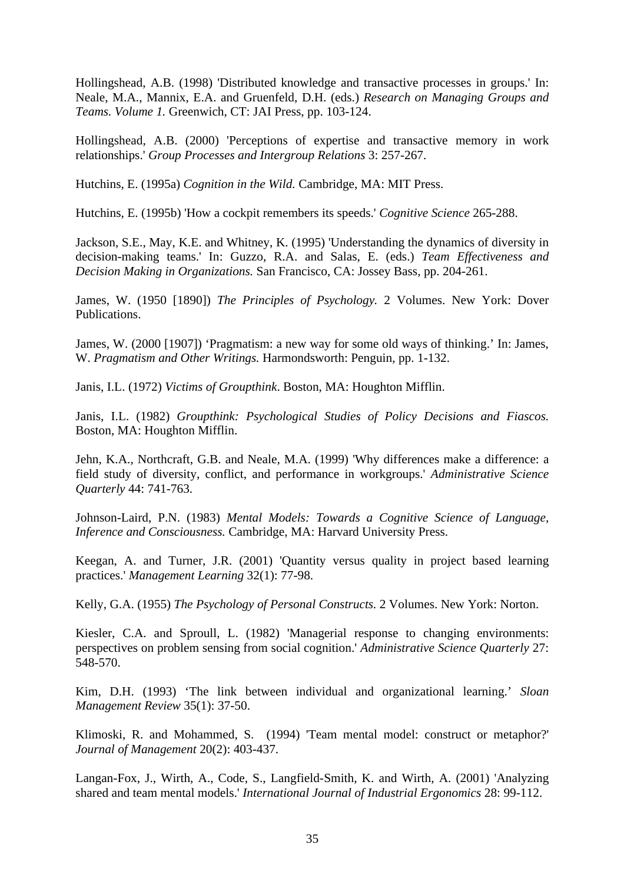Hollingshead, A.B. (1998) 'Distributed knowledge and transactive processes in groups.' In: Neale, M.A., Mannix, E.A. and Gruenfeld, D.H. (eds.) *Research on Managing Groups and Teams. Volume 1.* Greenwich, CT: JAI Press, pp. 103-124.

Hollingshead, A.B. (2000) 'Perceptions of expertise and transactive memory in work relationships.' *Group Processes and Intergroup Relations* 3: 257-267.

Hutchins, E. (1995a) *Cognition in the Wild.* Cambridge, MA: MIT Press.

Hutchins, E. (1995b) 'How a cockpit remembers its speeds.' *Cognitive Science* 265-288.

Jackson, S.E., May, K.E. and Whitney, K. (1995) 'Understanding the dynamics of diversity in decision-making teams.' In: Guzzo, R.A. and Salas, E. (eds.) *Team Effectiveness and Decision Making in Organizations.* San Francisco, CA: Jossey Bass, pp. 204-261.

James, W. (1950 [1890]) *The Principles of Psychology.* 2 Volumes. New York: Dover Publications.

James, W. (2000 [1907]) 'Pragmatism: a new way for some old ways of thinking.' In: James, W. *Pragmatism and Other Writings.* Harmondsworth: Penguin, pp. 1-132.

Janis, I.L. (1972) *Victims of Groupthink*. Boston, MA: Houghton Mifflin.

Janis, I.L. (1982) *Groupthink: Psychological Studies of Policy Decisions and Fiascos.* Boston, MA: Houghton Mifflin.

Jehn, K.A., Northcraft, G.B. and Neale, M.A. (1999) 'Why differences make a difference: a field study of diversity, conflict, and performance in workgroups.' *Administrative Science Quarterly* 44: 741-763.

Johnson-Laird, P.N. (1983) *Mental Models: Towards a Cognitive Science of Language, Inference and Consciousness.* Cambridge, MA: Harvard University Press.

Keegan, A. and Turner, J.R. (2001) 'Quantity versus quality in project based learning practices.' *Management Learning* 32(1): 77-98.

Kelly, G.A. (1955) *The Psychology of Personal Constructs.* 2 Volumes. New York: Norton.

Kiesler, C.A. and Sproull, L. (1982) 'Managerial response to changing environments: perspectives on problem sensing from social cognition.' *Administrative Science Quarterly* 27: 548-570.

Kim, D.H. (1993) 'The link between individual and organizational learning.' *Sloan Management Review* 35(1): 37-50.

Klimoski, R. and Mohammed, S. (1994) 'Team mental model: construct or metaphor?' *Journal of Management* 20(2): 403-437.

Langan-Fox, J., Wirth, A., Code, S., Langfield-Smith, K. and Wirth, A. (2001) 'Analyzing shared and team mental models.' *International Journal of Industrial Ergonomics* 28: 99-112.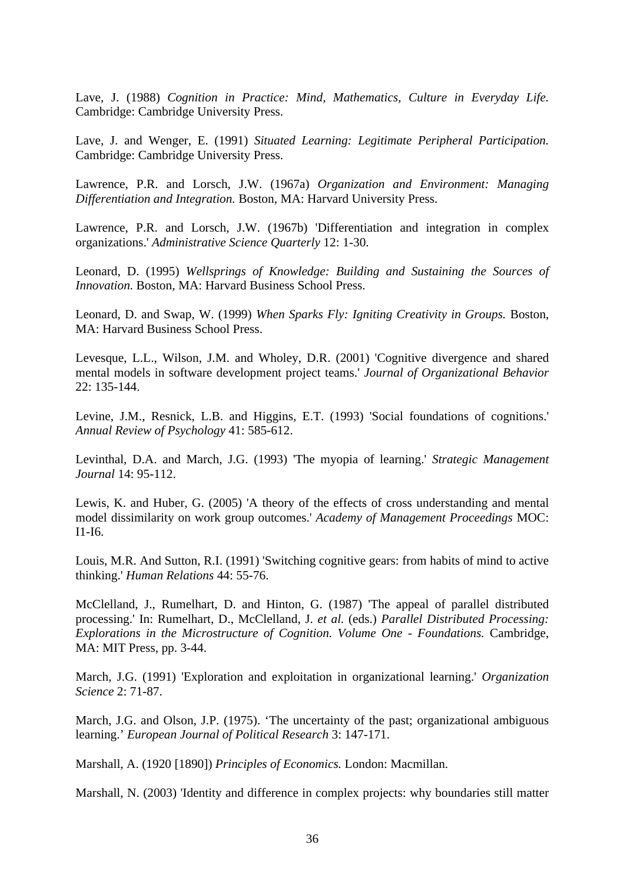Lave, J. (1988) *Cognition in Practice: Mind, Mathematics, Culture in Everyday Life.* Cambridge: Cambridge University Press.

Lave, J. and Wenger, E. (1991) *Situated Learning: Legitimate Peripheral Participation.* Cambridge: Cambridge University Press.

Lawrence, P.R. and Lorsch, J.W. (1967a) *Organization and Environment: Managing Differentiation and Integration.* Boston, MA: Harvard University Press.

Lawrence, P.R. and Lorsch, J.W. (1967b) 'Differentiation and integration in complex organizations.' *Administrative Science Quarterly* 12: 1-30.

Leonard, D. (1995) *Wellsprings of Knowledge: Building and Sustaining the Sources of Innovation.* Boston, MA: Harvard Business School Press.

Leonard, D. and Swap, W. (1999) *When Sparks Fly: Igniting Creativity in Groups.* Boston, MA: Harvard Business School Press.

Levesque, L.L., Wilson, J.M. and Wholey, D.R. (2001) 'Cognitive divergence and shared mental models in software development project teams.' *Journal of Organizational Behavior* 22: 135-144.

Levine, J.M., Resnick, L.B. and Higgins, E.T. (1993) 'Social foundations of cognitions.' *Annual Review of Psychology* 41: 585-612.

Levinthal, D.A. and March, J.G. (1993) 'The myopia of learning.' *Strategic Management Journal* 14: 95-112.

Lewis, K. and Huber, G. (2005) 'A theory of the effects of cross understanding and mental model dissimilarity on work group outcomes.' *Academy of Management Proceedings* MOC: I1-I6.

Louis, M.R. And Sutton, R.I. (1991) 'Switching cognitive gears: from habits of mind to active thinking.' *Human Relations* 44: 55-76.

McClelland, J., Rumelhart, D. and Hinton, G. (1987) 'The appeal of parallel distributed processing.' In: Rumelhart, D., McClelland, J. *et al.* (eds.) *Parallel Distributed Processing: Explorations in the Microstructure of Cognition. Volume One - Foundations.* Cambridge, MA: MIT Press, pp. 3-44.

March, J.G. (1991) 'Exploration and exploitation in organizational learning.' *Organization Science* 2: 71-87.

March, J.G. and Olson, J.P. (1975). 'The uncertainty of the past; organizational ambiguous learning.' *European Journal of Political Research* 3: 147-171.

Marshall, A. (1920 [1890]) *Principles of Economics.* London: Macmillan.

Marshall, N. (2003) 'Identity and difference in complex projects: why boundaries still matter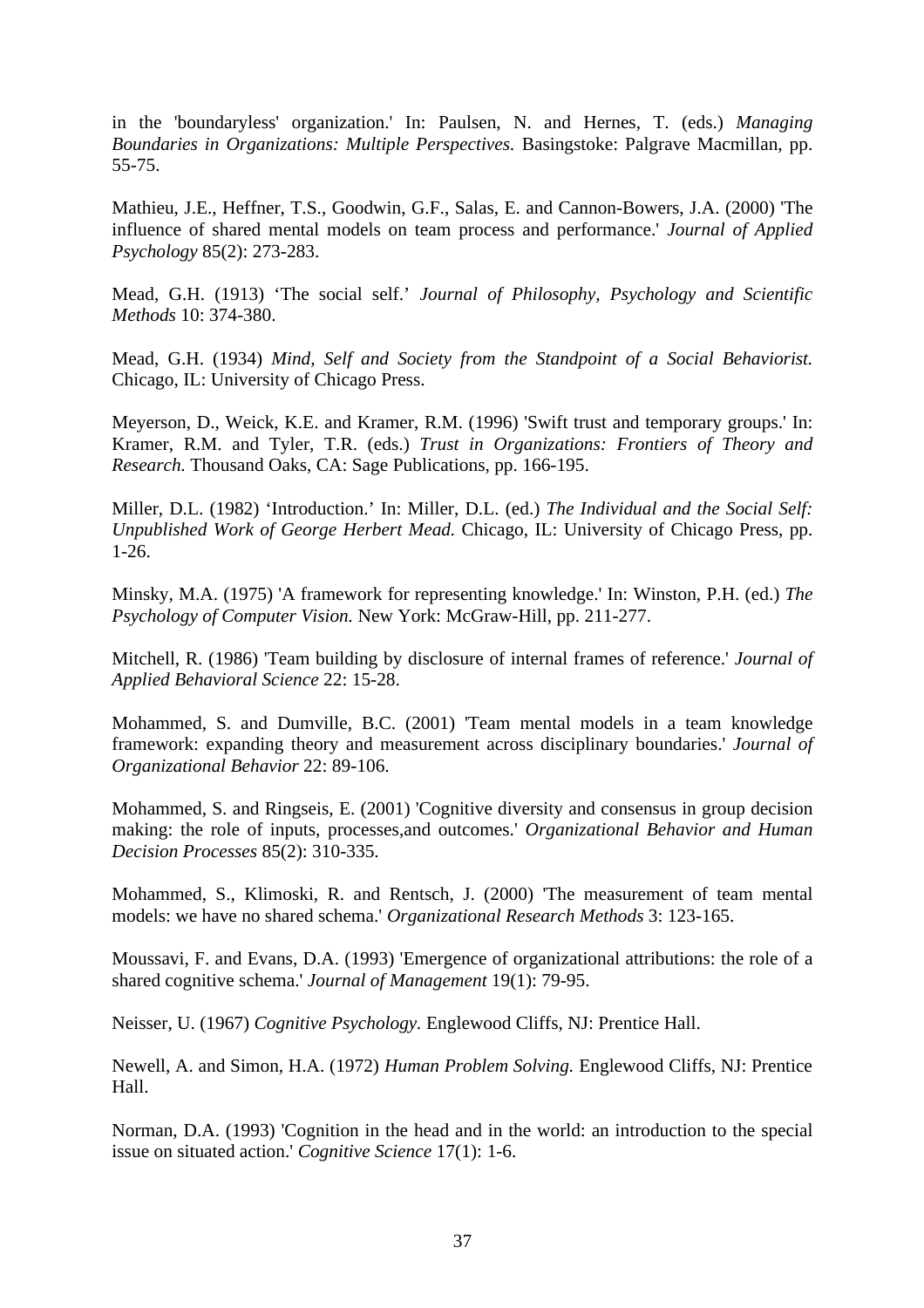in the 'boundaryless' organization.' In: Paulsen, N. and Hernes, T. (eds.) *Managing Boundaries in Organizations: Multiple Perspectives.* Basingstoke: Palgrave Macmillan, pp. 55-75.

Mathieu, J.E., Heffner, T.S., Goodwin, G.F., Salas, E. and Cannon-Bowers, J.A. (2000) 'The influence of shared mental models on team process and performance.' *Journal of Applied Psychology* 85(2): 273-283.

Mead, G.H. (1913) 'The social self.' *Journal of Philosophy, Psychology and Scientific Methods* 10: 374-380.

Mead, G.H. (1934) *Mind, Self and Society from the Standpoint of a Social Behaviorist.* Chicago, IL: University of Chicago Press.

Meyerson, D., Weick, K.E. and Kramer, R.M. (1996) 'Swift trust and temporary groups.' In: Kramer, R.M. and Tyler, T.R. (eds.) *Trust in Organizations: Frontiers of Theory and Research.* Thousand Oaks, CA: Sage Publications, pp. 166-195.

Miller, D.L. (1982) 'Introduction.' In: Miller, D.L. (ed.) *The Individual and the Social Self: Unpublished Work of George Herbert Mead.* Chicago, IL: University of Chicago Press, pp. 1-26.

Minsky, M.A. (1975) 'A framework for representing knowledge.' In: Winston, P.H. (ed.) *The Psychology of Computer Vision.* New York: McGraw-Hill, pp. 211-277.

Mitchell, R. (1986) 'Team building by disclosure of internal frames of reference.' *Journal of Applied Behavioral Science* 22: 15-28.

Mohammed, S. and Dumville, B.C. (2001) 'Team mental models in a team knowledge framework: expanding theory and measurement across disciplinary boundaries.' *Journal of Organizational Behavior* 22: 89-106.

Mohammed, S. and Ringseis, E. (2001) 'Cognitive diversity and consensus in group decision making: the role of inputs, processes,and outcomes.' *Organizational Behavior and Human Decision Processes* 85(2): 310-335.

Mohammed, S., Klimoski, R. and Rentsch, J. (2000) 'The measurement of team mental models: we have no shared schema.' *Organizational Research Methods* 3: 123-165.

Moussavi, F. and Evans, D.A. (1993) 'Emergence of organizational attributions: the role of a shared cognitive schema.' *Journal of Management* 19(1): 79-95.

Neisser, U. (1967) *Cognitive Psychology.* Englewood Cliffs, NJ: Prentice Hall.

Newell, A. and Simon, H.A. (1972) *Human Problem Solving.* Englewood Cliffs, NJ: Prentice Hall.

Norman, D.A. (1993) 'Cognition in the head and in the world: an introduction to the special issue on situated action.' *Cognitive Science* 17(1): 1-6.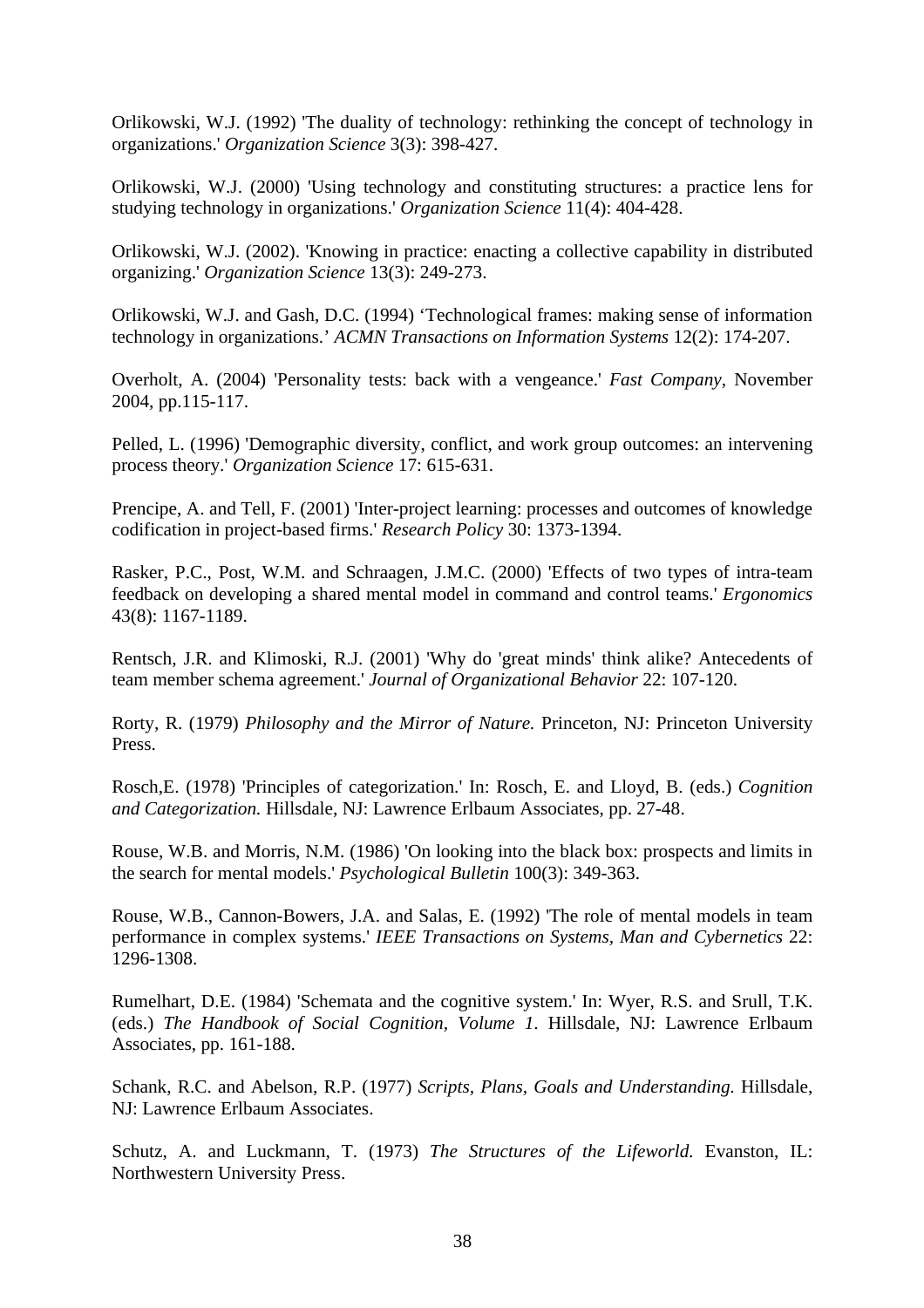Orlikowski, W.J. (1992) 'The duality of technology: rethinking the concept of technology in organizations.' *Organization Science* 3(3): 398-427.

Orlikowski, W.J. (2000) 'Using technology and constituting structures: a practice lens for studying technology in organizations.' *Organization Science* 11(4): 404-428.

Orlikowski, W.J. (2002). 'Knowing in practice: enacting a collective capability in distributed organizing.' *Organization Science* 13(3): 249-273.

Orlikowski, W.J. and Gash, D.C. (1994) 'Technological frames: making sense of information technology in organizations.' *ACMN Transactions on Information Systems* 12(2): 174-207.

Overholt, A. (2004) 'Personality tests: back with a vengeance.' *Fast Company*, November 2004, pp.115-117.

Pelled, L. (1996) 'Demographic diversity, conflict, and work group outcomes: an intervening process theory.' *Organization Science* 17: 615-631.

Prencipe, A. and Tell, F. (2001) 'Inter-project learning: processes and outcomes of knowledge codification in project-based firms.' *Research Policy* 30: 1373-1394.

Rasker, P.C., Post, W.M. and Schraagen, J.M.C. (2000) 'Effects of two types of intra-team feedback on developing a shared mental model in command and control teams.' *Ergonomics* 43(8): 1167-1189.

Rentsch, J.R. and Klimoski, R.J. (2001) 'Why do 'great minds' think alike? Antecedents of team member schema agreement.' *Journal of Organizational Behavior* 22: 107-120.

Rorty, R. (1979) *Philosophy and the Mirror of Nature.* Princeton, NJ: Princeton University Press.

Rosch,E. (1978) 'Principles of categorization.' In: Rosch, E. and Lloyd, B. (eds.) *Cognition and Categorization.* Hillsdale, NJ: Lawrence Erlbaum Associates, pp. 27-48.

Rouse, W.B. and Morris, N.M. (1986) 'On looking into the black box: prospects and limits in the search for mental models.' *Psychological Bulletin* 100(3): 349-363.

Rouse, W.B., Cannon-Bowers, J.A. and Salas, E. (1992) 'The role of mental models in team performance in complex systems.' *IEEE Transactions on Systems, Man and Cybernetics* 22: 1296-1308.

Rumelhart, D.E. (1984) 'Schemata and the cognitive system.' In: Wyer, R.S. and Srull, T.K. (eds.) *The Handbook of Social Cognition, Volume 1*. Hillsdale, NJ: Lawrence Erlbaum Associates, pp. 161-188.

Schank, R.C. and Abelson, R.P. (1977) *Scripts, Plans, Goals and Understanding.* Hillsdale, NJ: Lawrence Erlbaum Associates.

Schutz, A. and Luckmann, T. (1973) *The Structures of the Lifeworld.* Evanston, IL: Northwestern University Press.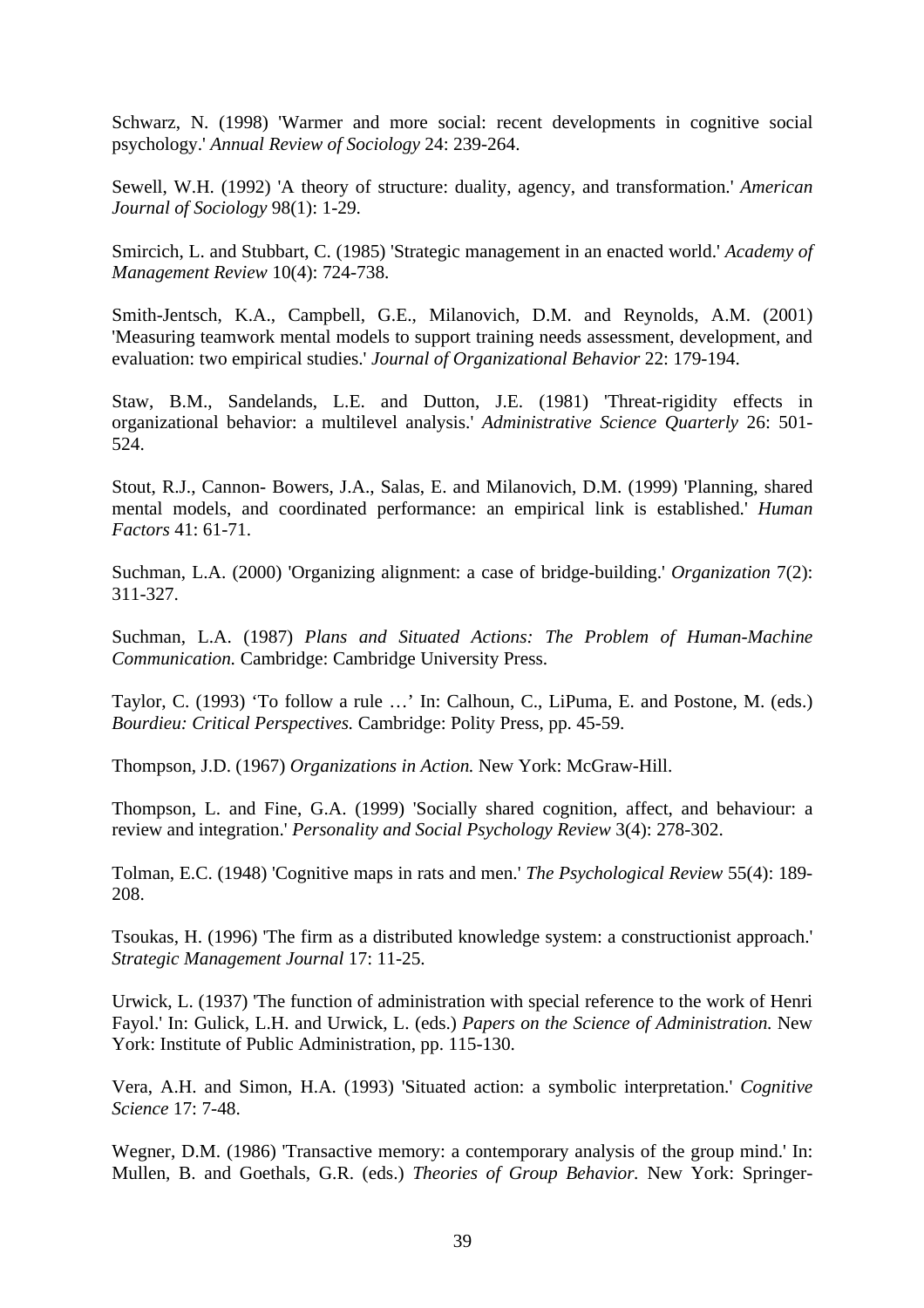Schwarz, N. (1998) 'Warmer and more social: recent developments in cognitive social psychology.' *Annual Review of Sociology* 24: 239-264.

Sewell, W.H. (1992) 'A theory of structure: duality, agency, and transformation.' *American Journal of Sociology* 98(1): 1-29.

Smircich, L. and Stubbart, C. (1985) 'Strategic management in an enacted world.' *Academy of Management Review* 10(4): 724-738.

Smith-Jentsch, K.A., Campbell, G.E., Milanovich, D.M. and Reynolds, A.M. (2001) 'Measuring teamwork mental models to support training needs assessment, development, and evaluation: two empirical studies.' *Journal of Organizational Behavior* 22: 179-194.

Staw, B.M., Sandelands, L.E. and Dutton, J.E. (1981) 'Threat-rigidity effects in organizational behavior: a multilevel analysis.' *Administrative Science Quarterly* 26: 501-524.

Stout, R.J., Cannon- Bowers, J.A., Salas, E. and Milanovich, D.M. (1999) 'Planning, shared mental models, and coordinated performance: an empirical link is established.' *Human Factors* 41: 61-71.

Suchman, L.A. (2000) 'Organizing alignment: a case of bridge-building.' *Organization* 7(2): 311-327.

Suchman, L.A. (1987) *Plans and Situated Actions: The Problem of Human-Machine Communication.* Cambridge: Cambridge University Press.

Taylor, C. (1993) 'To follow a rule …' In: Calhoun, C., LiPuma, E. and Postone, M. (eds.) *Bourdieu: Critical Perspectives.* Cambridge: Polity Press, pp. 45-59.

Thompson, J.D. (1967) *Organizations in Action.* New York: McGraw-Hill.

Thompson, L. and Fine, G.A. (1999) 'Socially shared cognition, affect, and behaviour: a review and integration.' *Personality and Social Psychology Review* 3(4): 278-302.

Tolman, E.C. (1948) 'Cognitive maps in rats and men.' *The Psychological Review* 55(4): 189-208.

Tsoukas, H. (1996) 'The firm as a distributed knowledge system: a constructionist approach.' *Strategic Management Journal* 17: 11-25.

Urwick, L. (1937) 'The function of administration with special reference to the work of Henri Fayol.' In: Gulick, L.H. and Urwick, L. (eds.) *Papers on the Science of Administration.* New York: Institute of Public Administration, pp. 115-130.

Vera, A.H. and Simon, H.A. (1993) 'Situated action: a symbolic interpretation.' *Cognitive Science* 17: 7-48.

Wegner, D.M. (1986) 'Transactive memory: a contemporary analysis of the group mind.' In: Mullen, B. and Goethals, G.R. (eds.) *Theories of Group Behavior.* New York: Springer-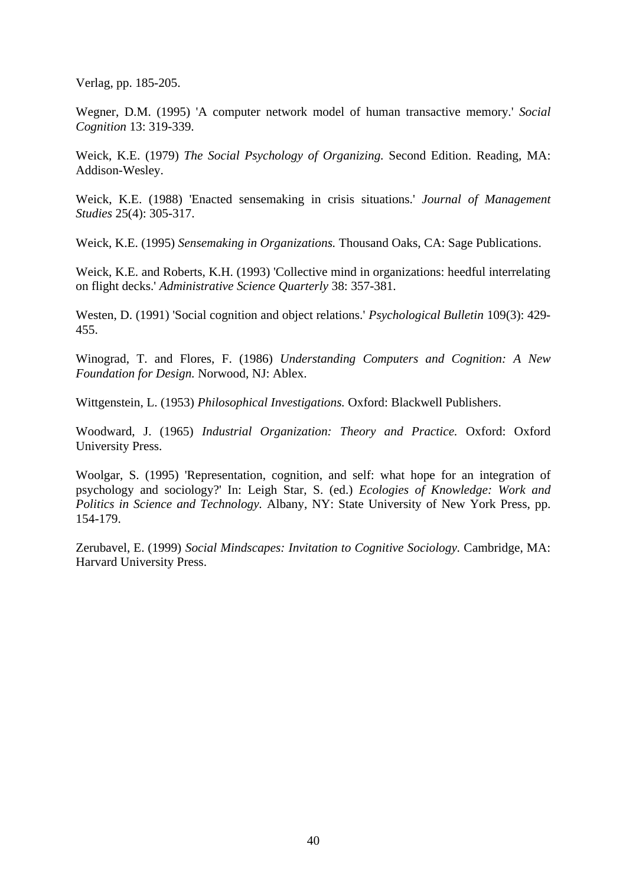Verlag, pp. 185-205.

Wegner, D.M. (1995) 'A computer network model of human transactive memory.' *Social Cognition* 13: 319-339.

Weick, K.E. (1979) *The Social Psychology of Organizing.* Second Edition. Reading, MA: Addison-Wesley.

Weick, K.E. (1988) 'Enacted sensemaking in crisis situations.' *Journal of Management Studies* 25(4): 305-317.

Weick, K.E. (1995) *Sensemaking in Organizations.* Thousand Oaks, CA: Sage Publications.

Weick, K.E. and Roberts, K.H. (1993) 'Collective mind in organizations: heedful interrelating on flight decks.' *Administrative Science Quarterly* 38: 357-381.

Westen, D. (1991) 'Social cognition and object relations.' *Psychological Bulletin* 109(3): 429-455.

Winograd, T. and Flores, F. (1986) *Understanding Computers and Cognition: A New Foundation for Design.* Norwood, NJ: Ablex.

Wittgenstein, L. (1953) *Philosophical Investigations.* Oxford: Blackwell Publishers.

Woodward, J. (1965) *Industrial Organization: Theory and Practice.* Oxford: Oxford University Press.

Woolgar, S. (1995) 'Representation, cognition, and self: what hope for an integration of psychology and sociology?' In: Leigh Star, S. (ed.) *Ecologies of Knowledge: Work and Politics in Science and Technology.* Albany, NY: State University of New York Press, pp. 154-179.

Zerubavel, E. (1999) *Social Mindscapes: Invitation to Cognitive Sociology.* Cambridge, MA: Harvard University Press.